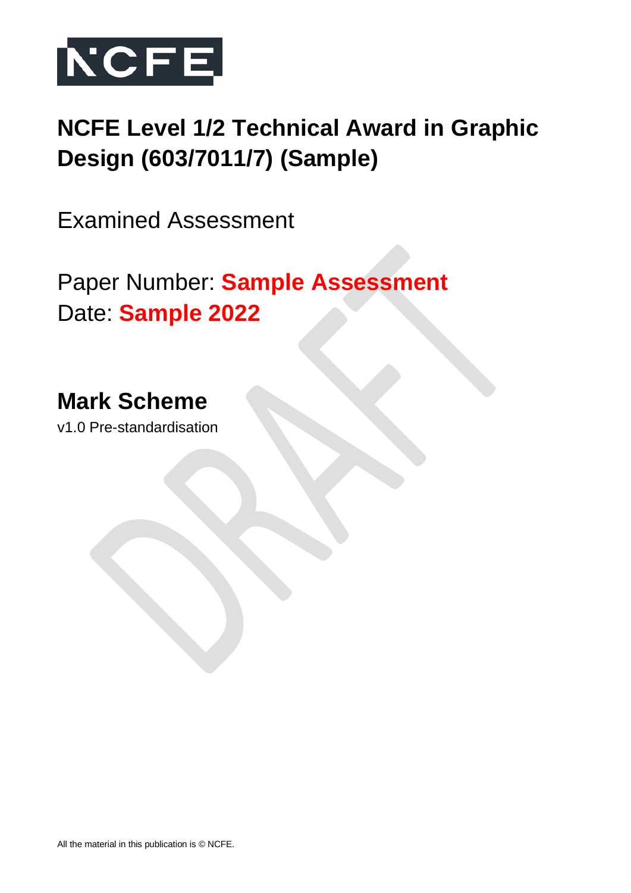NCFE

# NCFE Level 1/2 Technical Award in Graphic Design (603/7011/7) (Sample)

Examined Assessment

Paper Number: **Sample Assessment**
Date: **Sample 2022**

## Mark Scheme

v1.0 Pre-standardisation

All the material in this publication is © NCFE.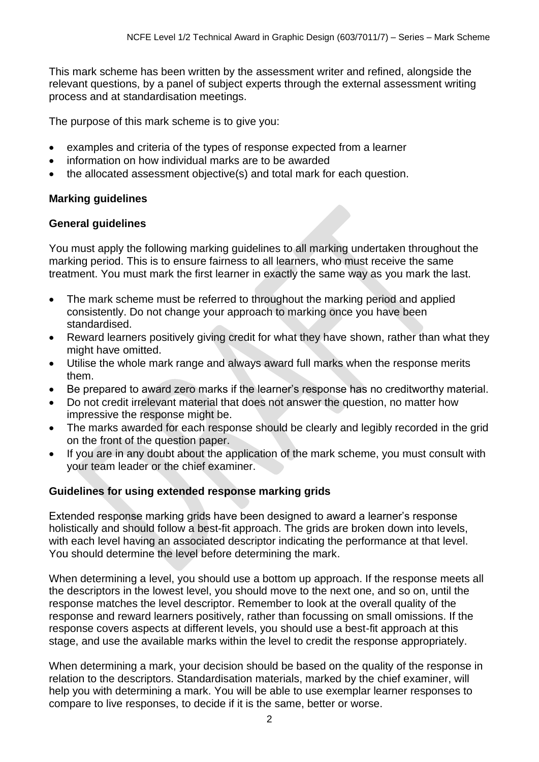This mark scheme has been written by the assessment writer and refined, alongside the relevant questions, by a panel of subject experts through the external assessment writing process and at standardisation meetings.

The purpose of this mark scheme is to give you:

- examples and criteria of the types of response expected from a learner
- information on how individual marks are to be awarded
- the allocated assessment objective(s) and total mark for each question.

## Marking guidelines

### General guidelines

You must apply the following marking guidelines to all marking undertaken throughout the marking period. This is to ensure fairness to all learners, who must receive the same treatment. You must mark the first learner in exactly the same way as you mark the last.

- The mark scheme must be referred to throughout the marking period and applied consistently. Do not change your approach to marking once you have been standardised.
- Reward learners positively giving credit for what they have shown, rather than what they might have omitted.
- Utilise the whole mark range and always award full marks when the response merits them.
- Be prepared to award zero marks if the learner's response has no creditworthy material.
- Do not credit irrelevant material that does not answer the question, no matter how impressive the response might be.
- The marks awarded for each response should be clearly and legibly recorded in the grid on the front of the question paper.
- If you are in any doubt about the application of the mark scheme, you must consult with your team leader or the chief examiner.

### Guidelines for using extended response marking grids

Extended response marking grids have been designed to award a learner's response holistically and should follow a best-fit approach. The grids are broken down into levels, with each level having an associated descriptor indicating the performance at that level. You should determine the level before determining the mark.

When determining a level, you should use a bottom up approach. If the response meets all the descriptors in the lowest level, you should move to the next one, and so on, until the response matches the level descriptor. Remember to look at the overall quality of the response and reward learners positively, rather than focussing on small omissions. If the response covers aspects at different levels, you should use a best-fit approach at this stage, and use the available marks within the level to credit the response appropriately.

When determining a mark, your decision should be based on the quality of the response in relation to the descriptors. Standardisation materials, marked by the chief examiner, will help you with determining a mark. You will be able to use exemplar learner responses to compare to live responses, to decide if it is the same, better or worse.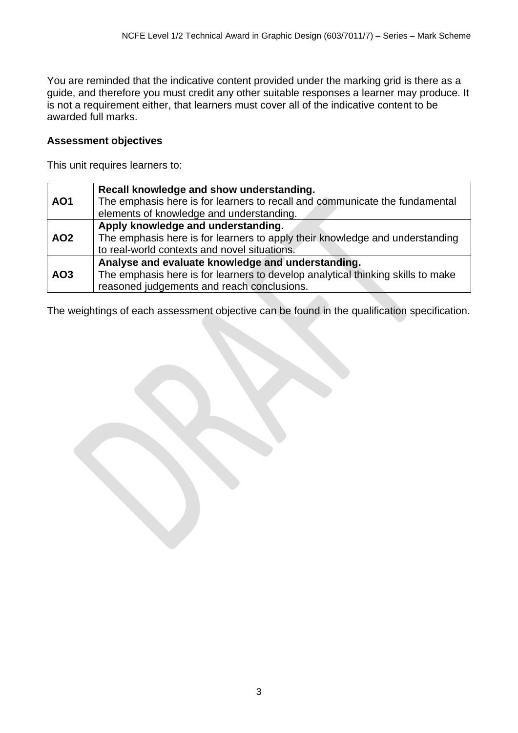You are reminded that the indicative content provided under the marking grid is there as a guide, and therefore you must credit any other suitable responses a learner may produce. It is not a requirement either, that learners must cover all of the indicative content to be awarded full marks.

**Assessment objectives**

This unit requires learners to:

| | |
|---|---|
| **AO1** | **Recall knowledge and show understanding.** The emphasis here is for learners to recall and communicate the fundamental elements of knowledge and understanding. |
| **AO2** | **Apply knowledge and understanding.** The emphasis here is for learners to apply their knowledge and understanding to real-world contexts and novel situations. |
| **AO3** | **Analyse and evaluate knowledge and understanding.** The emphasis here is for learners to develop analytical thinking skills to make reasoned judgements and reach conclusions. |

The weightings of each assessment objective can be found in the qualification specification.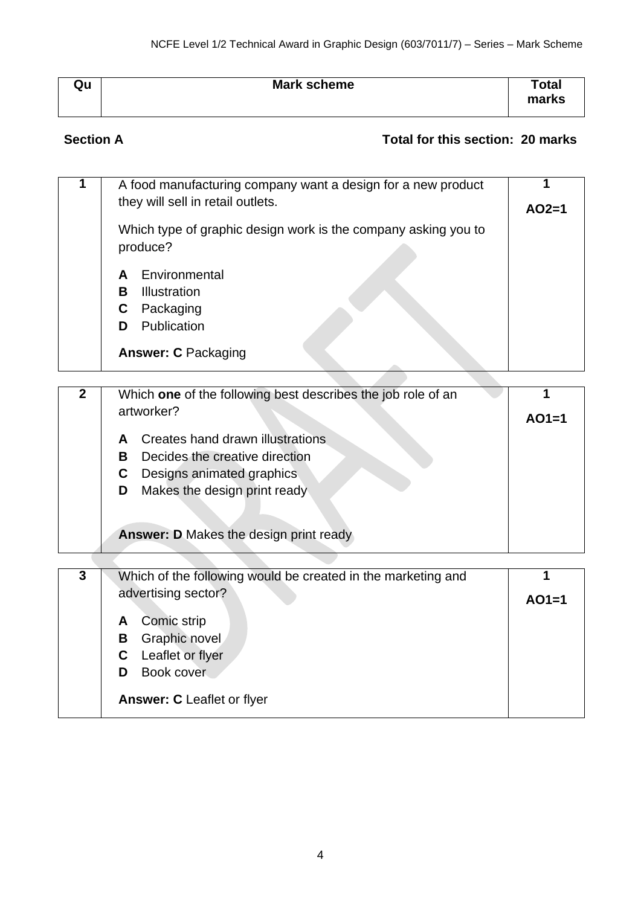| Qu | Mark scheme | Total marks |
|---|---|---|

**Section A** **Total for this section: 20 marks**

| | | |
|---|---|---|
| 1 | A food manufacturing company want a design for a new product they will sell in retail outlets.<br><br>Which type of graphic design work is the company asking you to produce?<br><br>**A** Environmental<br>**B** Illustration<br>**C** Packaging<br>**D** Publication<br><br>**Answer: C** Packaging | 1<br><br>**AO2=1** |

| | | |
|---|---|---|
| 2 | Which **one** of the following best describes the job role of an artworker?<br><br>**A** Creates hand drawn illustrations<br>**B** Decides the creative direction<br>**C** Designs animated graphics<br>**D** Makes the design print ready<br><br>**Answer: D** Makes the design print ready | 1<br><br>**AO1=1** |

| | | |
|---|---|---|
| 3 | Which of the following would be created in the marketing and advertising sector?<br><br>**A** Comic strip<br>**B** Graphic novel<br>**C** Leaflet or flyer<br>**D** Book cover<br><br>**Answer: C** Leaflet or flyer | 1<br><br>**AO1=1** |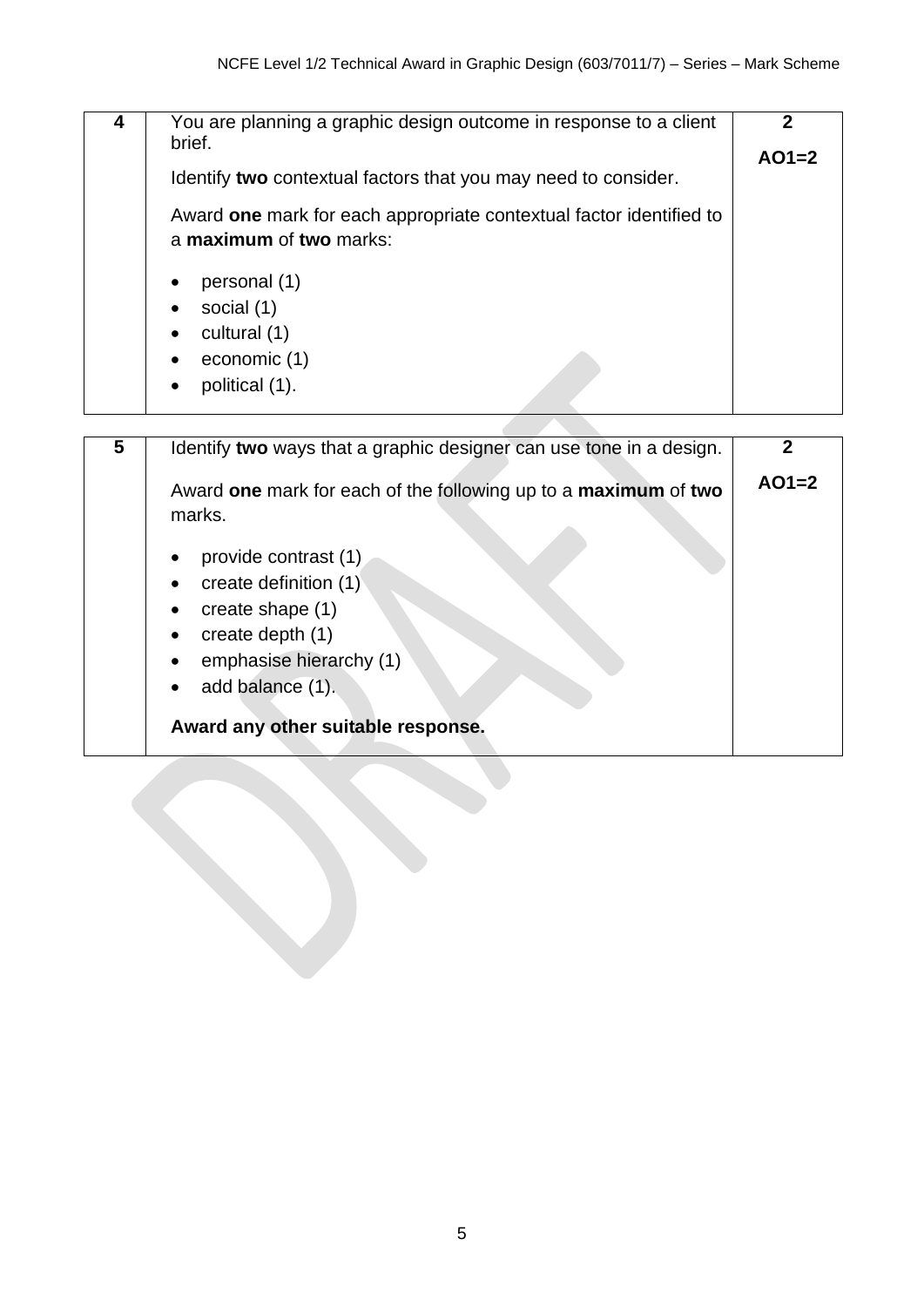| | | |
|---|---|---|
| **4** | You are planning a graphic design outcome in response to a client brief.<br><br>Identify **two** contextual factors that you may need to consider.<br><br>Award **one** mark for each appropriate contextual factor identified to a **maximum** of **two** marks:<br><br>• personal (1)<br>• social (1)<br>• cultural (1)<br>• economic (1)<br>• political (1). | **2**<br><br>**AO1=2** |

| | | |
|---|---|---|
| **5** | Identify **two** ways that a graphic designer can use tone in a design.<br><br>Award **one** mark for each of the following up to a **maximum** of **two** marks.<br><br>• provide contrast (1)<br>• create definition (1)<br>• create shape (1)<br>• create depth (1)<br>• emphasise hierarchy (1)<br>• add balance (1).<br><br>**Award any other suitable response.** | **2**<br><br>**AO1=2** |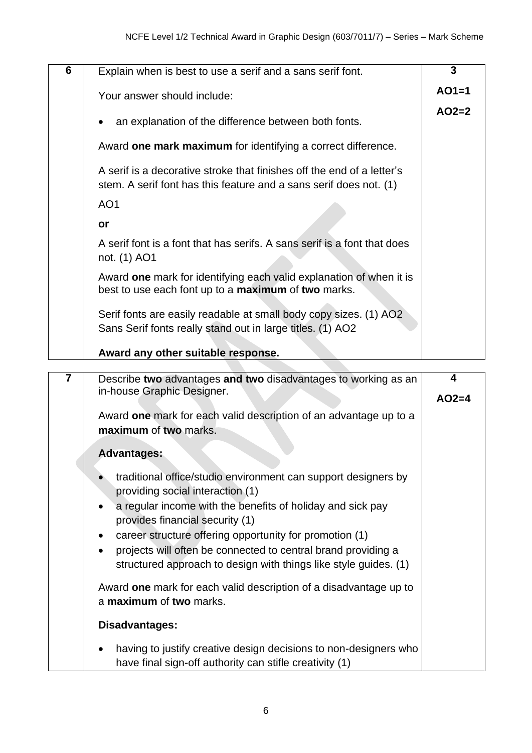| | | |
|---|---|---|
| **6** | Explain when is best to use a serif and a sans serif font.<br><br>Your answer should include:<br><br>• an explanation of the difference between both fonts.<br><br>Award **one mark maximum** for identifying a correct difference.<br><br>A serif is a decorative stroke that finishes off the end of a letter's stem. A serif font has this feature and a sans serif does not. (1)<br><br>AO1<br><br>**or**<br><br>A serif font is a font that has serifs. A sans serif is a font that does not. (1) AO1<br><br>Award **one** mark for identifying each valid explanation of when it is best to use each font up to a **maximum** of **two** marks.<br><br>Serif fonts are easily readable at small body copy sizes. (1) AO2<br>Sans Serif fonts really stand out in large titles. (1) AO2<br><br>**Award any other suitable response.** | **3**<br><br>**AO1=1**<br><br>**AO2=2** |

| | | |
|---|---|---|
| **7** | Describe **two** advantages **and two** disadvantages to working as an in-house Graphic Designer.<br><br>Award **one** mark for each valid description of an advantage up to a **maximum** of **two** marks.<br><br>**Advantages:**<br><br>• traditional office/studio environment can support designers by providing social interaction (1)<br>• a regular income with the benefits of holiday and sick pay provides financial security (1)<br>• career structure offering opportunity for promotion (1)<br>• projects will often be connected to central brand providing a structured approach to design with things like style guides. (1)<br><br>Award **one** mark for each valid description of a disadvantage up to a **maximum** of **two** marks.<br><br>**Disadvantages:**<br><br>• having to justify creative design decisions to non-designers who have final sign-off authority can stifle creativity (1) | **4**<br><br>**AO2=4** |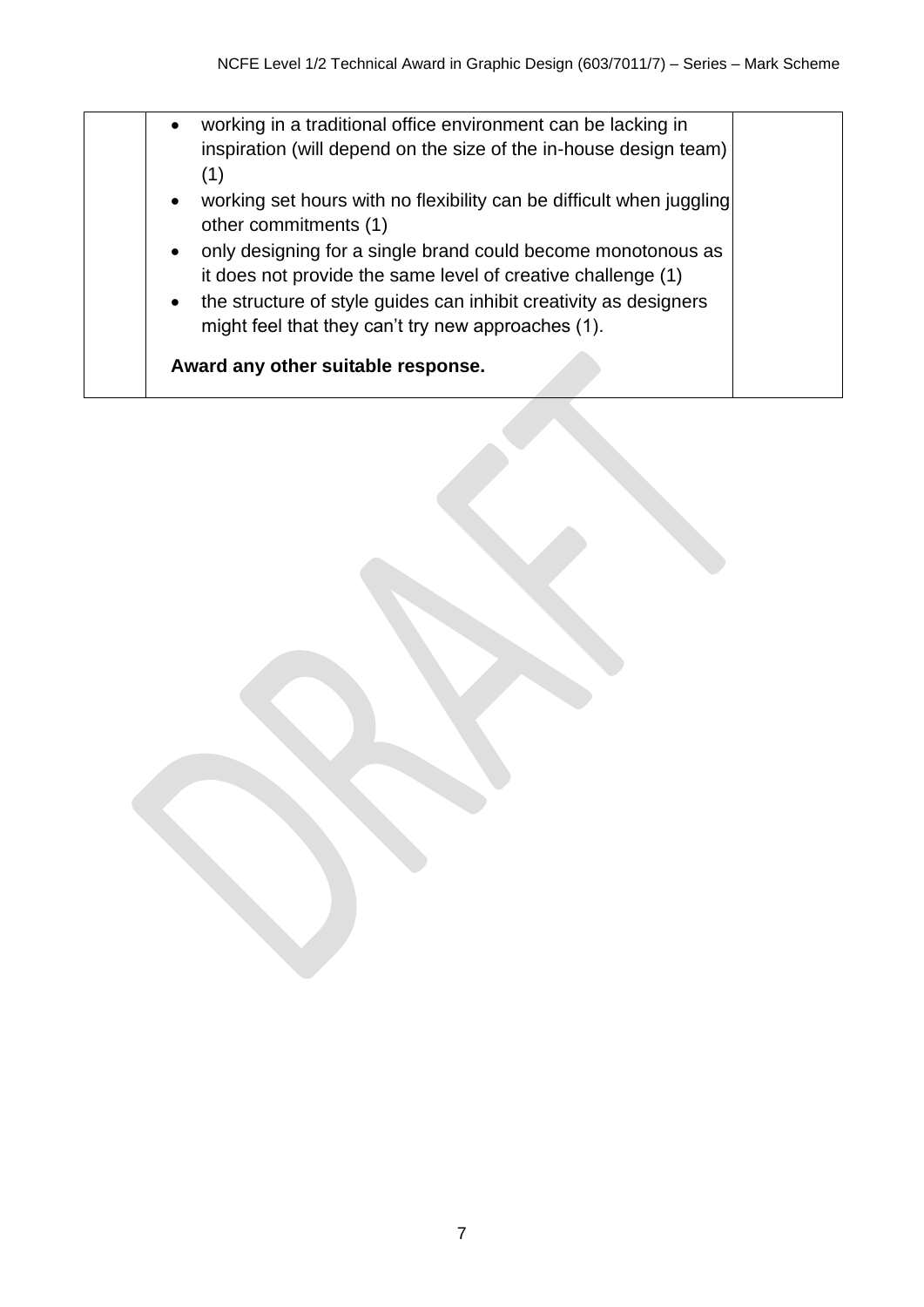| | | |
|---|---|---|
| | • working in a traditional office environment can be lacking in inspiration (will depend on the size of the in-house design team) (1)<br>• working set hours with no flexibility can be difficult when juggling other commitments (1)<br>• only designing for a single brand could become monotonous as it does not provide the same level of creative challenge (1)<br>• the structure of style guides can inhibit creativity as designers might feel that they can't try new approaches (1).<br><br>**Award any other suitable response.** | |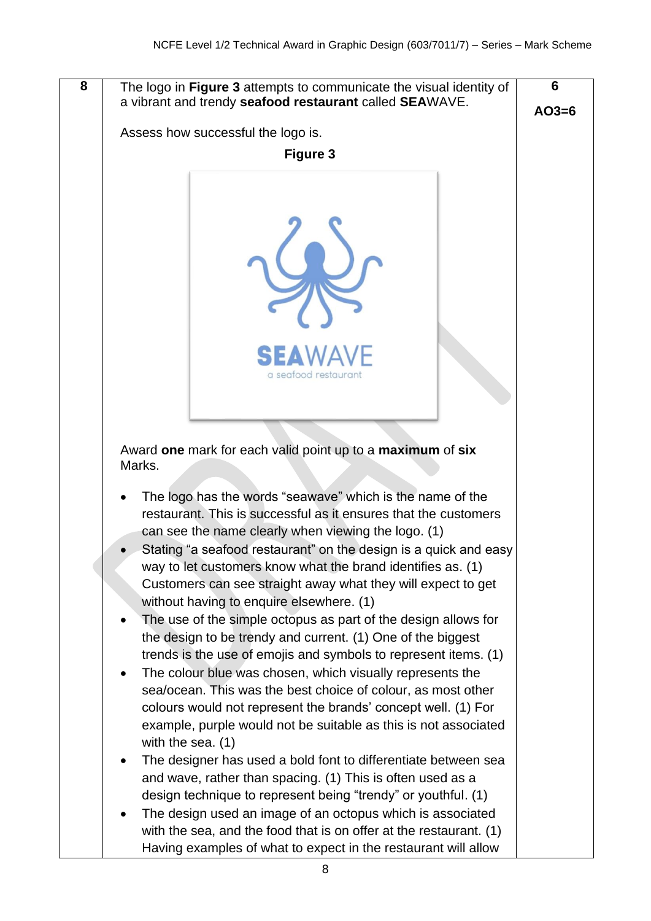| 8 | The logo in **Figure 3** attempts to communicate the visual identity of a vibrant and trendy **seafood restaurant** called **SEA**WAVE.<br><br>Assess how successful the logo is.<br><br>**Figure 3**<br><br>**SEA**WAVE<br>a seafood restaurant<br><br>Award **one** mark for each valid point up to a **maximum** of **six** Marks.<br><br>• The logo has the words "seawave" which is the name of the restaurant. This is successful as it ensures that the customers can see the name clearly when viewing the logo. (1)<br>• Stating "a seafood restaurant" on the design is a quick and easy way to let customers know what the brand identifies as. (1) Customers can see straight away what they will expect to get without having to enquire elsewhere. (1)<br>• The use of the simple octopus as part of the design allows for the design to be trendy and current. (1) One of the biggest trends is the use of emojis and symbols to represent items. (1)<br>• The colour blue was chosen, which visually represents the sea/ocean. This was the best choice of colour, as most other colours would not represent the brands' concept well. (1) For example, purple would not be suitable as this is not associated with the sea. (1)<br>• The designer has used a bold font to differentiate between sea and wave, rather than spacing. (1) This is often used as a design technique to represent being "trendy" or youthful. (1)<br>• The design used an image of an octopus which is associated with the sea, and the food that is on offer at the restaurant. (1) Having examples of what to expect in the restaurant will allow | **6**<br><br>**AO3=6** |
|---|---|---|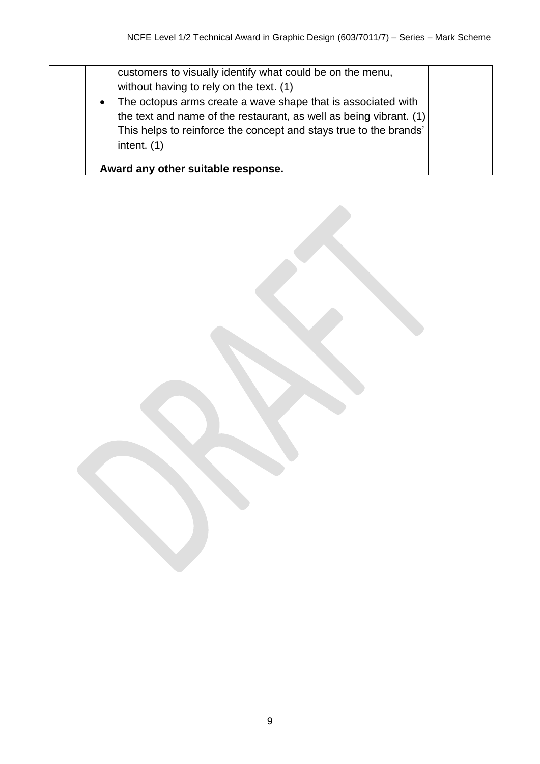| | | |
|---|---|---|
| | customers to visually identify what could be on the menu, without having to rely on the text. (1)<br>• The octopus arms create a wave shape that is associated with the text and name of the restaurant, as well as being vibrant. (1) This helps to reinforce the concept and stays true to the brands' intent. (1)<br><br>**Award any other suitable response.** | |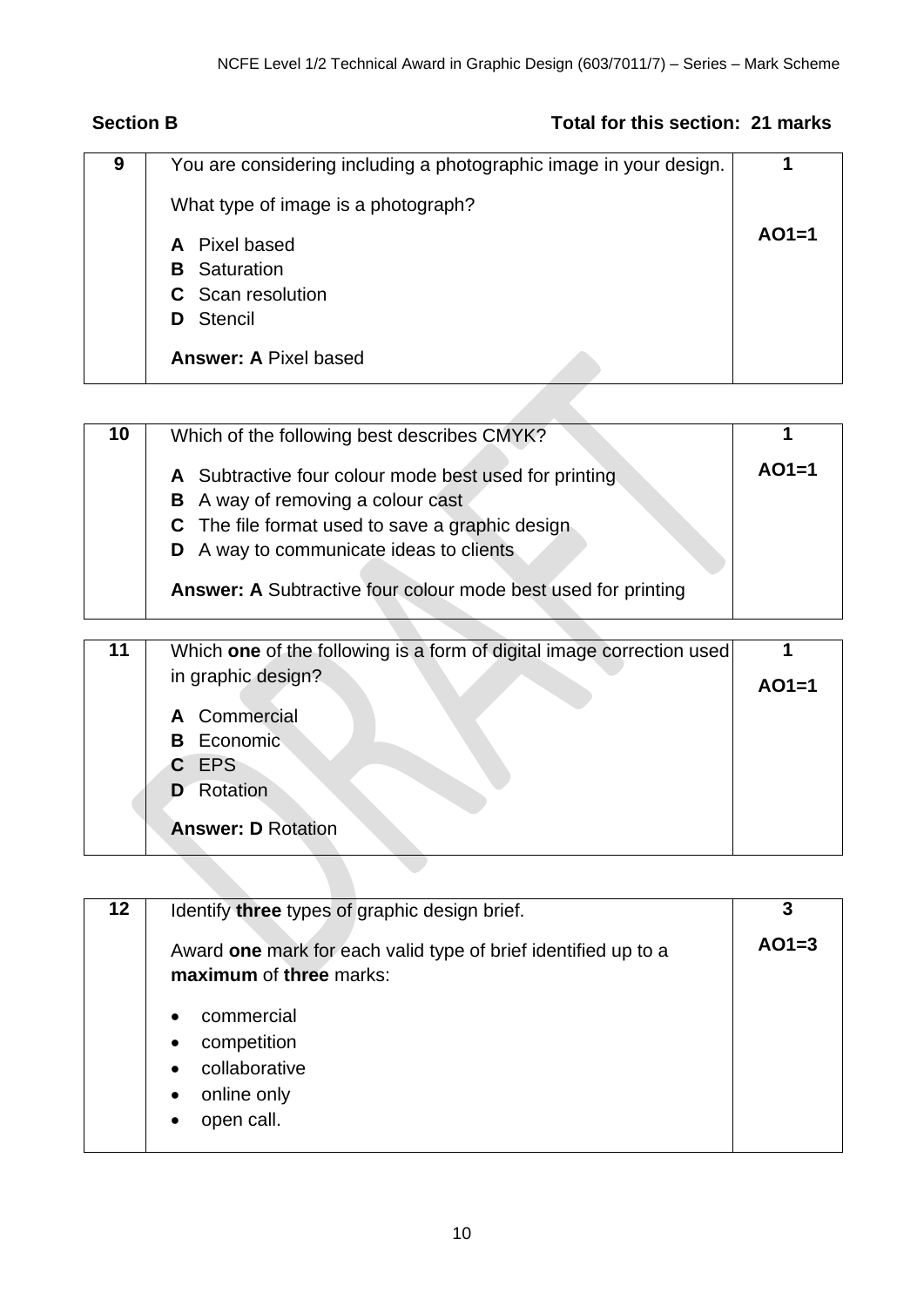## Section B

**Total for this section: 21 marks**

| 9 | You are considering including a photographic image in your design.<br><br>What type of image is a photograph?<br><br>**A** Pixel based<br>**B** Saturation<br>**C** Scan resolution<br>**D** Stencil<br><br>**Answer: A** Pixel based | **1**<br><br>**AO1=1** |
|---|---|---|

| 10 | Which of the following best describes CMYK?<br><br>**A** Subtractive four colour mode best used for printing<br>**B** A way of removing a colour cast<br>**C** The file format used to save a graphic design<br>**D** A way to communicate ideas to clients<br><br>**Answer: A** Subtractive four colour mode best used for printing | **1**<br><br>**AO1=1** |
|---|---|---|

| 11 | Which **one** of the following is a form of digital image correction used in graphic design?<br><br>**A** Commercial<br>**B** Economic<br>**C** EPS<br>**D** Rotation<br><br>**Answer: D** Rotation | **1**<br><br>**AO1=1** |
|---|---|---|

| 12 | Identify **three** types of graphic design brief.<br><br>Award **one** mark for each valid type of brief identified up to a **maximum** of **three** marks:<br><br>• commercial<br>• competition<br>• collaborative<br>• online only<br>• open call. | **3**<br><br>**AO1=3** |
|---|---|---|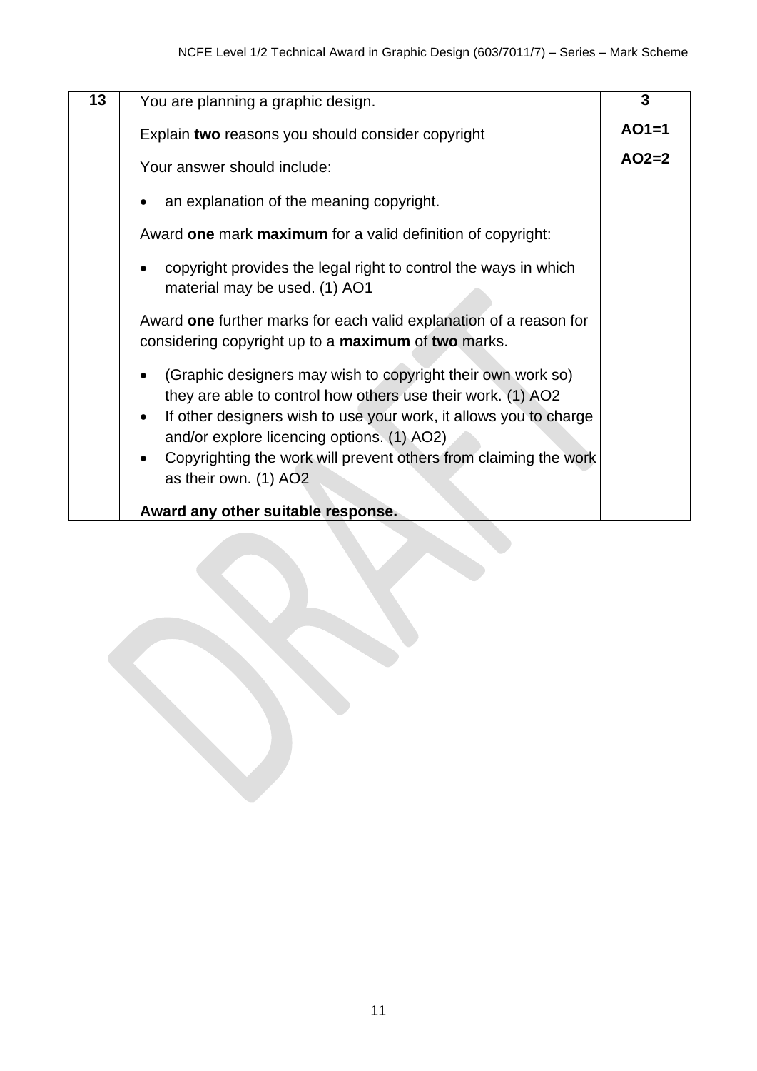| 13 | You are planning a graphic design.<br><br>Explain **two** reasons you should consider copyright<br><br>Your answer should include:<br><br>• an explanation of the meaning copyright.<br><br>Award **one** mark **maximum** for a valid definition of copyright:<br><br>• copyright provides the legal right to control the ways in which material may be used. (1) AO1<br><br>Award **one** further marks for each valid explanation of a reason for considering copyright up to a **maximum** of **two** marks.<br><br>• (Graphic designers may wish to copyright their own work so) they are able to control how others use their work. (1) AO2<br>• If other designers wish to use your work, it allows you to charge and/or explore licencing options. (1) AO2)<br>• Copyrighting the work will prevent others from claiming the work as their own. (1) AO2<br><br>**Award any other suitable response.** | **3**<br><br>**AO1=1**<br><br>**AO2=2** |
|---|---|---|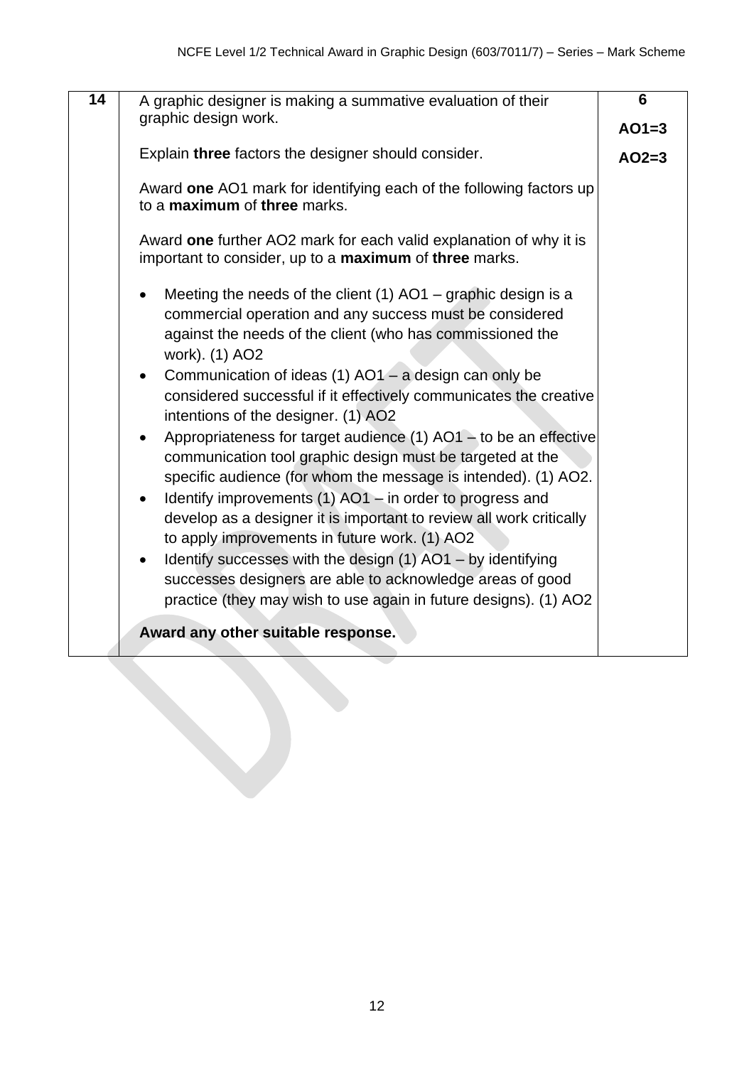| 14 | A graphic designer is making a summative evaluation of their graphic design work.<br><br>Explain **three** factors the designer should consider.<br><br>Award **one** AO1 mark for identifying each of the following factors up to a **maximum** of **three** marks.<br><br>Award **one** further AO2 mark for each valid explanation of why it is important to consider, up to a **maximum** of **three** marks.<br><br>• Meeting the needs of the client (1) AO1 – graphic design is a commercial operation and any success must be considered against the needs of the client (who has commissioned the work). (1) AO2<br>• Communication of ideas (1) AO1 – a design can only be considered successful if it effectively communicates the creative intentions of the designer. (1) AO2<br>• Appropriateness for target audience (1) AO1 – to be an effective communication tool graphic design must be targeted at the specific audience (for whom the message is intended). (1) AO2.<br>• Identify improvements (1) AO1 – in order to progress and develop as a designer it is important to review all work critically to apply improvements in future work. (1) AO2<br>• Identify successes with the design (1) AO1 – by identifying successes designers are able to acknowledge areas of good practice (they may wish to use again in future designs). (1) AO2<br><br>**Award any other suitable response.** | **6**<br><br>**AO1=3**<br><br>**AO2=3** |
|---|---|---|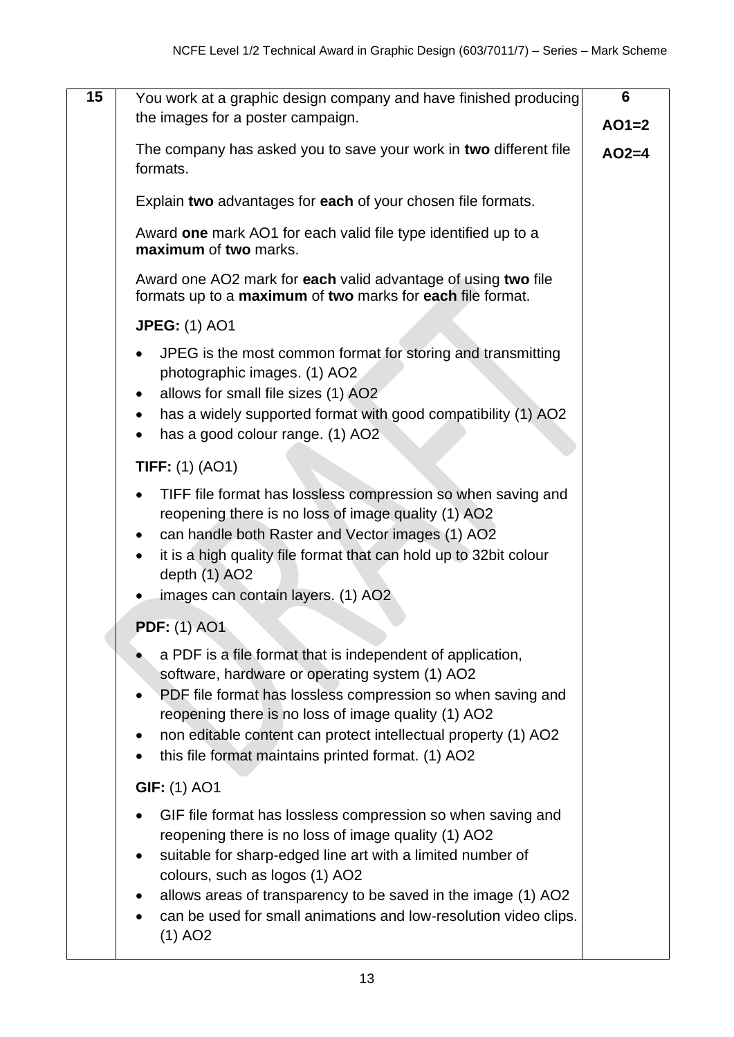| 15 | You work at a graphic design company and have finished producing the images for a poster campaign.<br><br>The company has asked you to save your work in **two** different file formats.<br><br>Explain **two** advantages for **each** of your chosen file formats.<br><br>Award **one** mark AO1 for each valid file type identified up to a **maximum** of **two** marks.<br><br>Award one AO2 mark for **each** valid advantage of using **two** file formats up to a **maximum** of **two** marks for **each** file format.<br><br>**JPEG:** (1) AO1<br><br>• JPEG is the most common format for storing and transmitting photographic images. (1) AO2<br>• allows for small file sizes (1) AO2<br>• has a widely supported format with good compatibility (1) AO2<br>• has a good colour range. (1) AO2<br><br>**TIFF:** (1) (AO1)<br><br>• TIFF file format has lossless compression so when saving and reopening there is no loss of image quality (1) AO2<br>• can handle both Raster and Vector images (1) AO2<br>• it is a high quality file format that can hold up to 32bit colour depth (1) AO2<br>• images can contain layers. (1) AO2<br><br>**PDF:** (1) AO1<br><br>• a PDF is a file format that is independent of application, software, hardware or operating system (1) AO2<br>• PDF file format has lossless compression so when saving and reopening there is no loss of image quality (1) AO2<br>• non editable content can protect intellectual property (1) AO2<br>• this file format maintains printed format. (1) AO2<br><br>**GIF:** (1) AO1<br><br>• GIF file format has lossless compression so when saving and reopening there is no loss of image quality (1) AO2<br>• suitable for sharp-edged line art with a limited number of colours, such as logos (1) AO2<br>• allows areas of transparency to be saved in the image (1) AO2<br>• can be used for small animations and low-resolution video clips. (1) AO2 | **6**<br><br>**AO1=2**<br><br>**AO2=4** |
|---|---|---|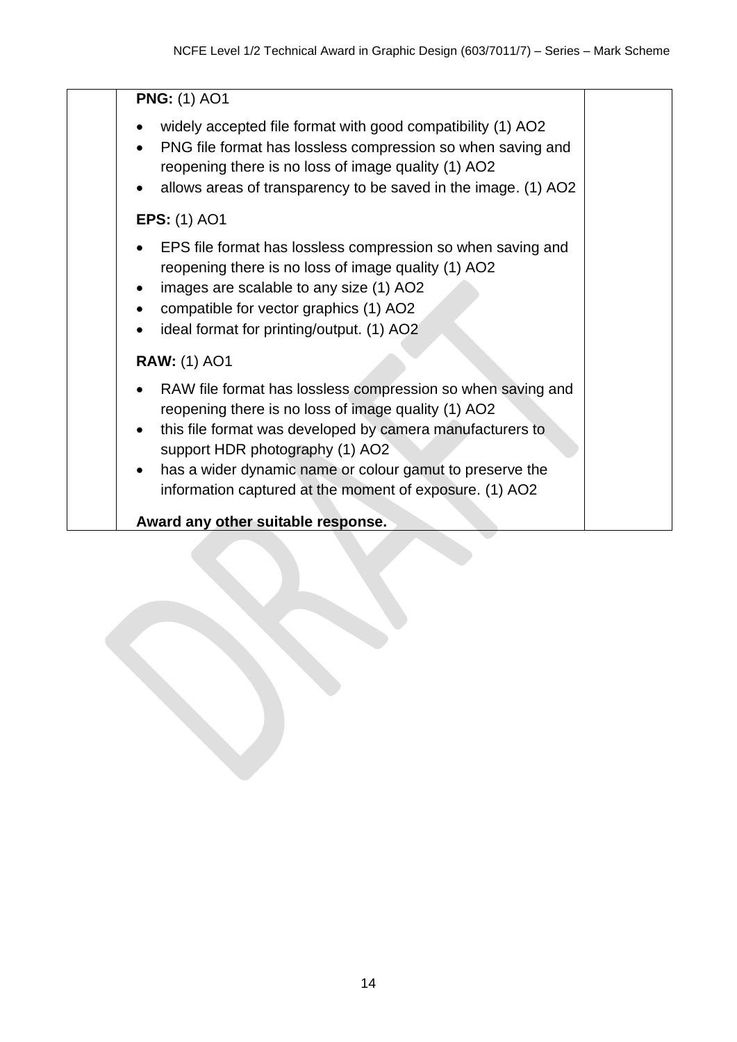| | | |
|---|---|---|
| | **PNG:** (1) AO1<br><br>• widely accepted file format with good compatibility (1) AO2<br>• PNG file format has lossless compression so when saving and reopening there is no loss of image quality (1) AO2<br>• allows areas of transparency to be saved in the image. (1) AO2<br><br>**EPS:** (1) AO1<br><br>• EPS file format has lossless compression so when saving and reopening there is no loss of image quality (1) AO2<br>• images are scalable to any size (1) AO2<br>• compatible for vector graphics (1) AO2<br>• ideal format for printing/output. (1) AO2<br><br>**RAW:** (1) AO1<br><br>• RAW file format has lossless compression so when saving and reopening there is no loss of image quality (1) AO2<br>• this file format was developed by camera manufacturers to support HDR photography (1) AO2<br>• has a wider dynamic name or colour gamut to preserve the information captured at the moment of exposure. (1) AO2<br><br>**Award any other suitable response.** | |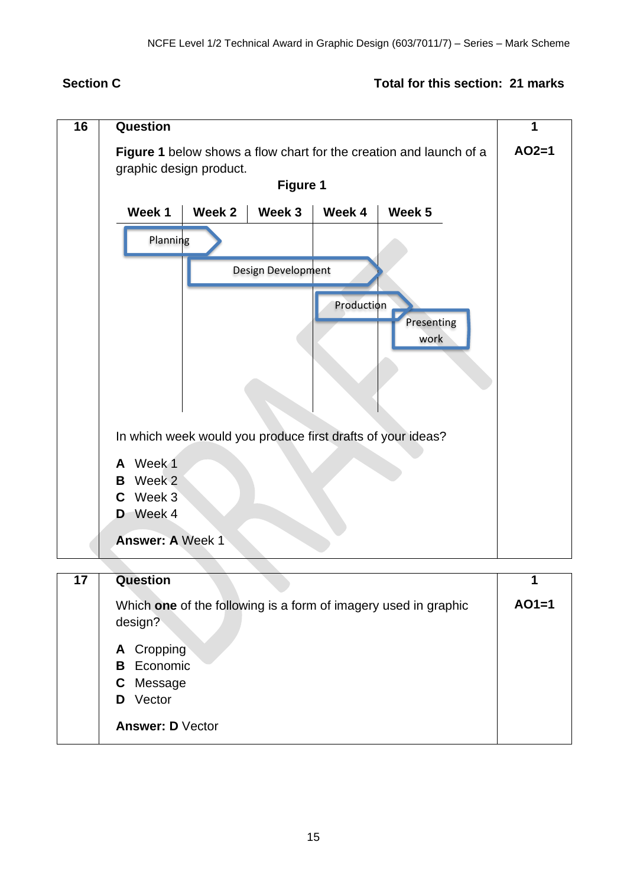## Section C

**Total for this section: 21 marks**

| 16 | **Question** | **1** |
|---|---|---|
| | **Figure 1** below shows a flow chart for the creation and launch of a graphic design product. | **AO2=1** |

**Figure 1**

| Week 1 | Week 2 | Week 3 | Week 4 | Week 5 |
|---|---|---|---|---|
| Planning | | | | |
| | Design Development | | | |
| | | | Production | |
| | | | | Presenting work |

In which week would you produce first drafts of your ideas?

**A** Week 1
**B** Week 2
**C** Week 3
**D** Week 4

**Answer: A** Week 1

| 17 | **Question** | **1** |
|---|---|---|
| | Which **one** of the following is a form of imagery used in graphic design? | **AO1=1** |

**A** Cropping
**B** Economic
**C** Message
**D** Vector

**Answer: D** Vector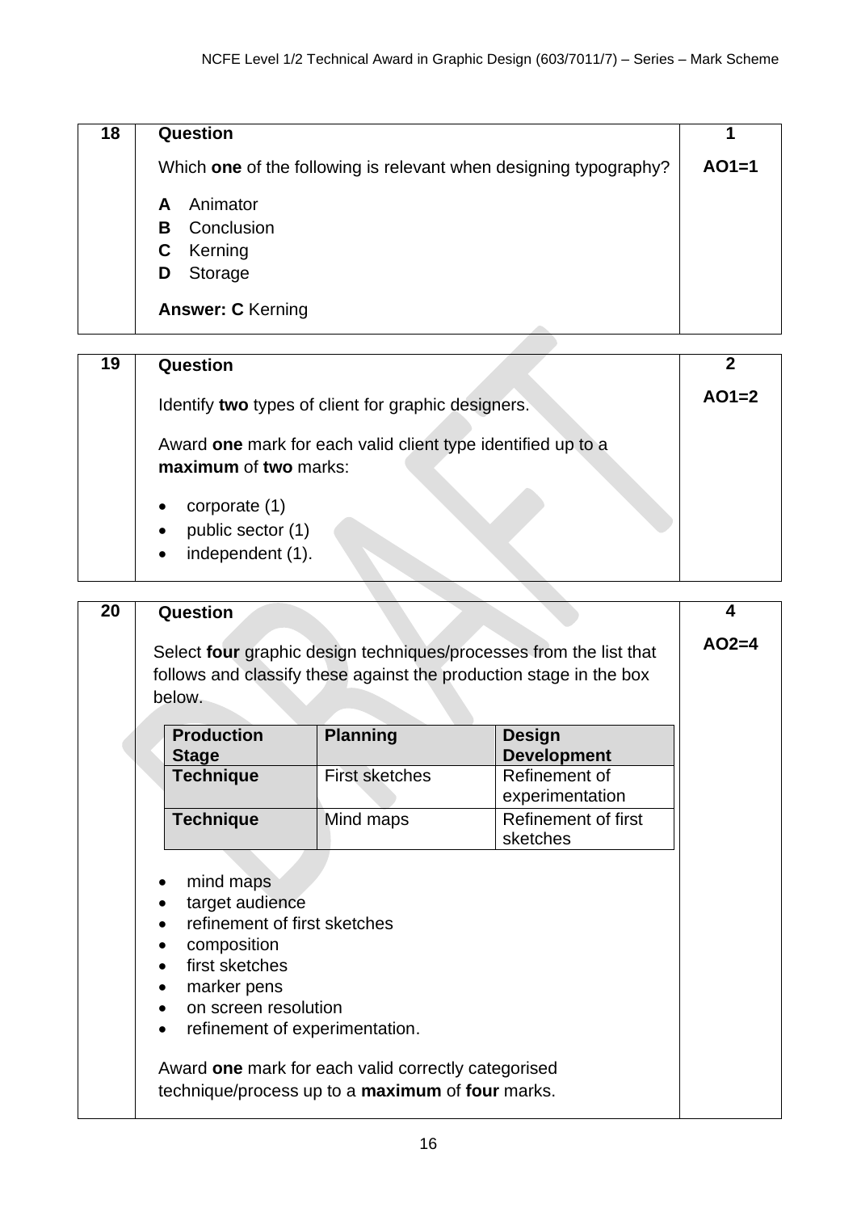| 18 | Question | 1 |
|---|---|---|
| | Which **one** of the following is relevant when designing typography?<br><br>**A** Animator<br>**B** Conclusion<br>**C** Kerning<br>**D** Storage<br><br>**Answer: C** Kerning | **AO1=1** |

| 19 | Question | 2 |
|---|---|---|
| | Identify **two** types of client for graphic designers.<br><br>Award **one** mark for each valid client type identified up to a **maximum** of **two** marks:<br><br>• corporate (1)<br>• public sector (1)<br>• independent (1). | **AO1=2** |

| 20 | Question | 4 |
|---|---|---|
| | Select **four** graphic design techniques/processes from the list that follows and classify these against the production stage in the box below. | **AO2=4** |

| Production Stage | Planning | Design Development |
|---|---|---|
| **Technique** | First sketches | Refinement of experimentation |
| **Technique** | Mind maps | Refinement of first sketches |

- mind maps
- target audience
- refinement of first sketches
- composition
- first sketches
- marker pens
- on screen resolution
- refinement of experimentation.

Award **one** mark for each valid correctly categorised technique/process up to a **maximum** of **four** marks.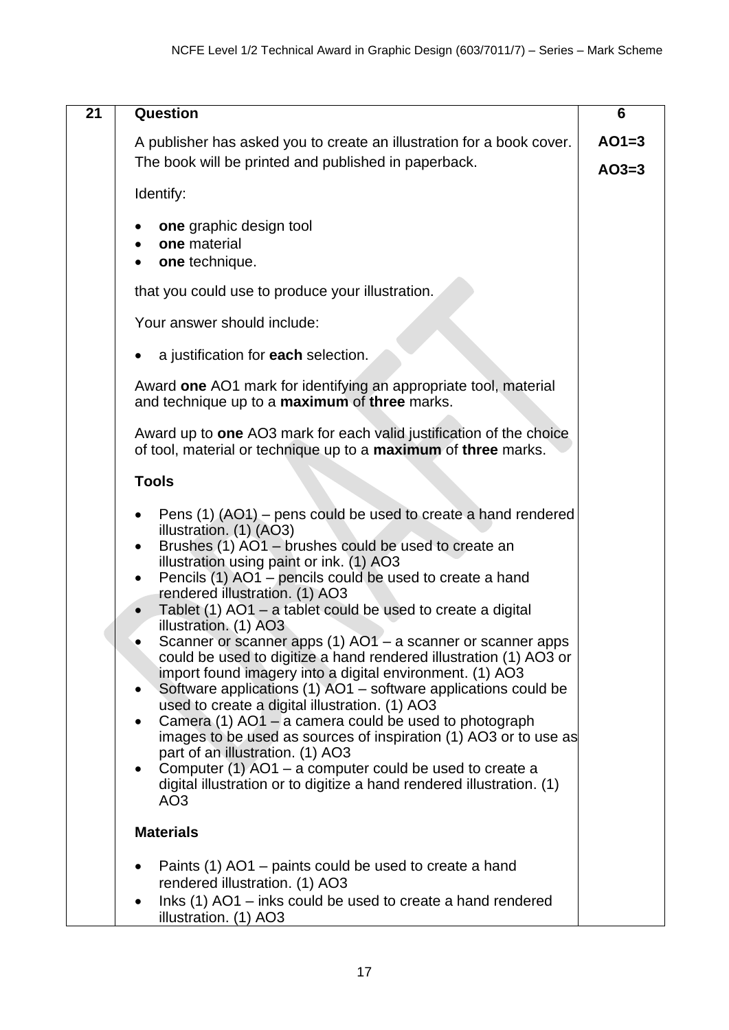| 21 | Question | 6 |
|---|---|---|
| | A publisher has asked you to create an illustration for a book cover. The book will be printed and published in paperback.<br><br>Identify:<br><br>• **one** graphic design tool<br>• **one** material<br>• **one** technique.<br><br>that you could use to produce your illustration.<br><br>Your answer should include:<br><br>• a justification for **each** selection.<br><br>Award **one** AO1 mark for identifying an appropriate tool, material and technique up to a **maximum** of **three** marks.<br><br>Award up to **one** AO3 mark for each valid justification of the choice of tool, material or technique up to a **maximum** of **three** marks.<br><br>**Tools**<br><br>• Pens (1) (AO1) – pens could be used to create a hand rendered illustration. (1) (AO3)<br>• Brushes (1) AO1 – brushes could be used to create an illustration using paint or ink. (1) AO3<br>• Pencils (1) AO1 – pencils could be used to create a hand rendered illustration. (1) AO3<br>• Tablet (1) AO1 – a tablet could be used to create a digital illustration. (1) AO3<br>• Scanner or scanner apps (1) AO1 – a scanner or scanner apps could be used to digitize a hand rendered illustration (1) AO3 or import found imagery into a digital environment. (1) AO3<br>• Software applications (1) AO1 – software applications could be used to create a digital illustration. (1) AO3<br>• Camera (1) AO1 – a camera could be used to photograph images to be used as sources of inspiration (1) AO3 or to use as part of an illustration. (1) AO3<br>• Computer (1) AO1 – a computer could be used to create a digital illustration or to digitize a hand rendered illustration. (1) AO3<br><br>**Materials**<br><br>• Paints (1) AO1 – paints could be used to create a hand rendered illustration. (1) AO3<br>• Inks (1) AO1 – inks could be used to create a hand rendered illustration. (1) AO3 | AO1=3<br><br>AO3=3 |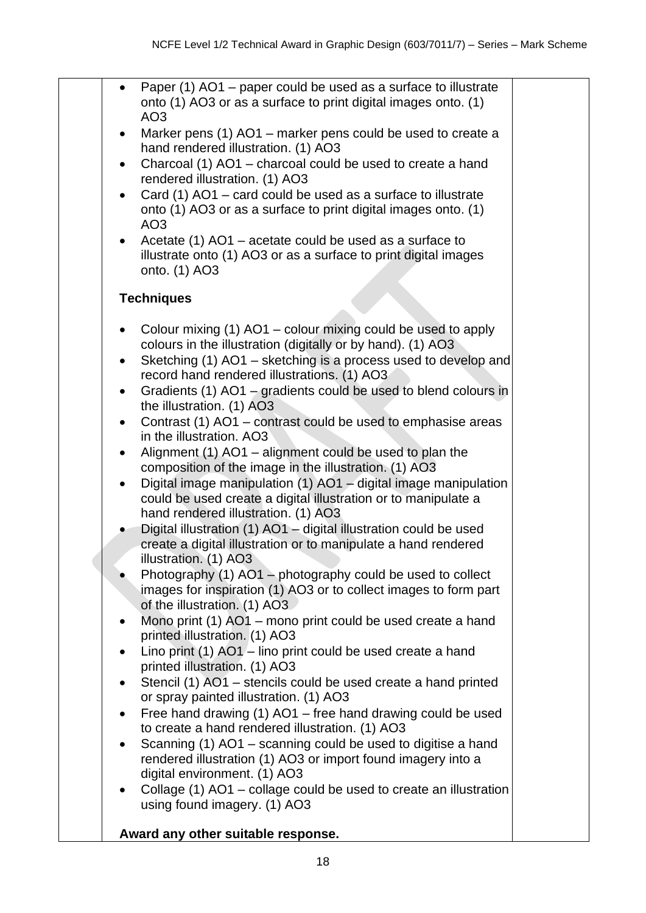- Paper (1) AO1 – paper could be used as a surface to illustrate onto (1) AO3 or as a surface to print digital images onto. (1) AO3
- Marker pens (1) AO1 – marker pens could be used to create a hand rendered illustration. (1) AO3
- Charcoal (1) AO1 – charcoal could be used to create a hand rendered illustration. (1) AO3
- Card (1) AO1 – card could be used as a surface to illustrate onto (1) AO3 or as a surface to print digital images onto. (1) AO3
- Acetate (1) AO1 – acetate could be used as a surface to illustrate onto (1) AO3 or as a surface to print digital images onto. (1) AO3

**Techniques**

- Colour mixing (1) AO1 – colour mixing could be used to apply colours in the illustration (digitally or by hand). (1) AO3
- Sketching (1) AO1 – sketching is a process used to develop and record hand rendered illustrations. (1) AO3
- Gradients (1) AO1 – gradients could be used to blend colours in the illustration. (1) AO3
- Contrast (1) AO1 – contrast could be used to emphasise areas in the illustration. AO3
- Alignment (1) AO1 – alignment could be used to plan the composition of the image in the illustration. (1) AO3
- Digital image manipulation (1) AO1 – digital image manipulation could be used create a digital illustration or to manipulate a hand rendered illustration. (1) AO3
- Digital illustration (1) AO1 – digital illustration could be used create a digital illustration or to manipulate a hand rendered illustration. (1) AO3
- Photography (1) AO1 – photography could be used to collect images for inspiration (1) AO3 or to collect images to form part of the illustration. (1) AO3
- Mono print (1) AO1 – mono print could be used create a hand printed illustration. (1) AO3
- Lino print (1) AO1 – lino print could be used create a hand printed illustration. (1) AO3
- Stencil (1) AO1 – stencils could be used create a hand printed or spray painted illustration. (1) AO3
- Free hand drawing (1) AO1 – free hand drawing could be used to create a hand rendered illustration. (1) AO3
- Scanning (1) AO1 – scanning could be used to digitise a hand rendered illustration (1) AO3 or import found imagery into a digital environment. (1) AO3
- Collage (1) AO1 – collage could be used to create an illustration using found imagery. (1) AO3

**Award any other suitable response.**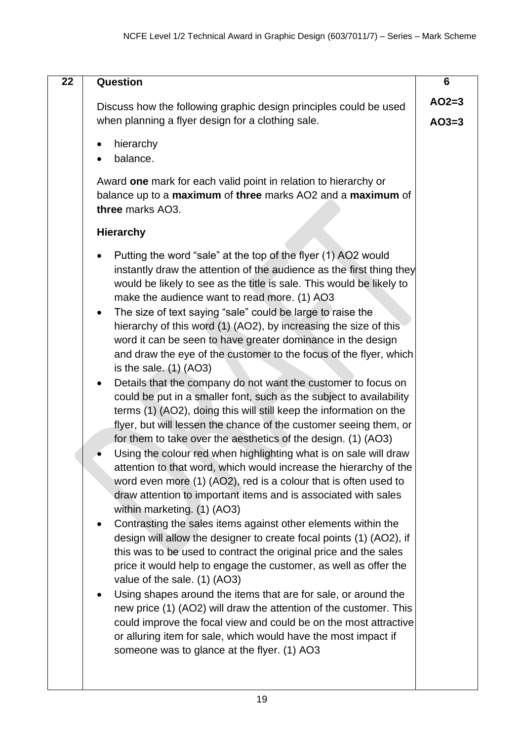| 22 | Question | 6 |
|---|---|---|
| | Discuss how the following graphic design principles could be used when planning a flyer design for a clothing sale.<br><br>• hierarchy<br>• balance.<br><br>Award **one** mark for each valid point in relation to hierarchy or balance up to a **maximum** of **three** marks AO2 and a **maximum** of **three** marks AO3.<br><br>**Hierarchy**<br><br>• Putting the word "sale" at the top of the flyer (1) AO2 would instantly draw the attention of the audience as the first thing they would be likely to see as the title is sale. This would be likely to make the audience want to read more. (1) AO3<br>• The size of text saying "sale" could be large to raise the hierarchy of this word (1) (AO2), by increasing the size of this word it can be seen to have greater dominance in the design and draw the eye of the customer to the focus of the flyer, which is the sale. (1) (AO3)<br>• Details that the company do not want the customer to focus on could be put in a smaller font, such as the subject to availability terms (1) (AO2), doing this will still keep the information on the flyer, but will lessen the chance of the customer seeing them, or for them to take over the aesthetics of the design. (1) (AO3)<br>• Using the colour red when highlighting what is on sale will draw attention to that word, which would increase the hierarchy of the word even more (1) (AO2), red is a colour that is often used to draw attention to important items and is associated with sales within marketing. (1) (AO3)<br>• Contrasting the sales items against other elements within the design will allow the designer to create focal points (1) (AO2), if this was to be used to contract the original price and the sales price it would help to engage the customer, as well as offer the value of the sale. (1) (AO3)<br>• Using shapes around the items that are for sale, or around the new price (1) (AO2) will draw the attention of the customer. This could improve the focal view and could be on the most attractive or alluring item for sale, which would have the most impact if someone was to glance at the flyer. (1) AO3 | **AO2=3**<br><br>**AO3=3** |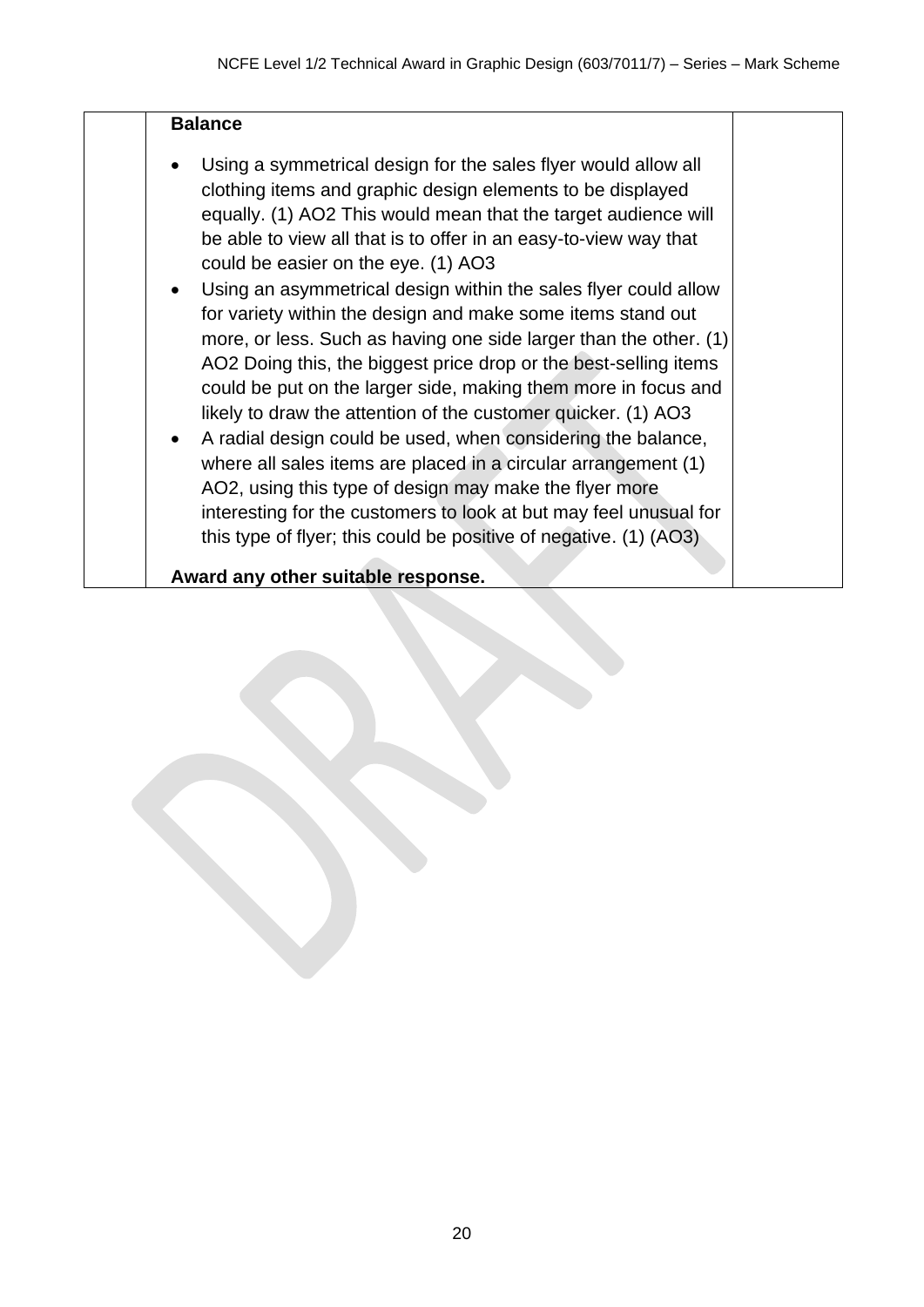| | Balance | |
|---|---|---|
| | **Balance**<br><br>• Using a symmetrical design for the sales flyer would allow all clothing items and graphic design elements to be displayed equally. (1) AO2 This would mean that the target audience will be able to view all that is to offer in an easy-to-view way that could be easier on the eye. (1) AO3<br>• Using an asymmetrical design within the sales flyer could allow for variety within the design and make some items stand out more, or less. Such as having one side larger than the other. (1) AO2 Doing this, the biggest price drop or the best-selling items could be put on the larger side, making them more in focus and likely to draw the attention of the customer quicker. (1) AO3<br>• A radial design could be used, when considering the balance, where all sales items are placed in a circular arrangement (1) AO2, using this type of design may make the flyer more interesting for the customers to look at but may feel unusual for this type of flyer; this could be positive of negative. (1) (AO3)<br><br>**Award any other suitable response.** | |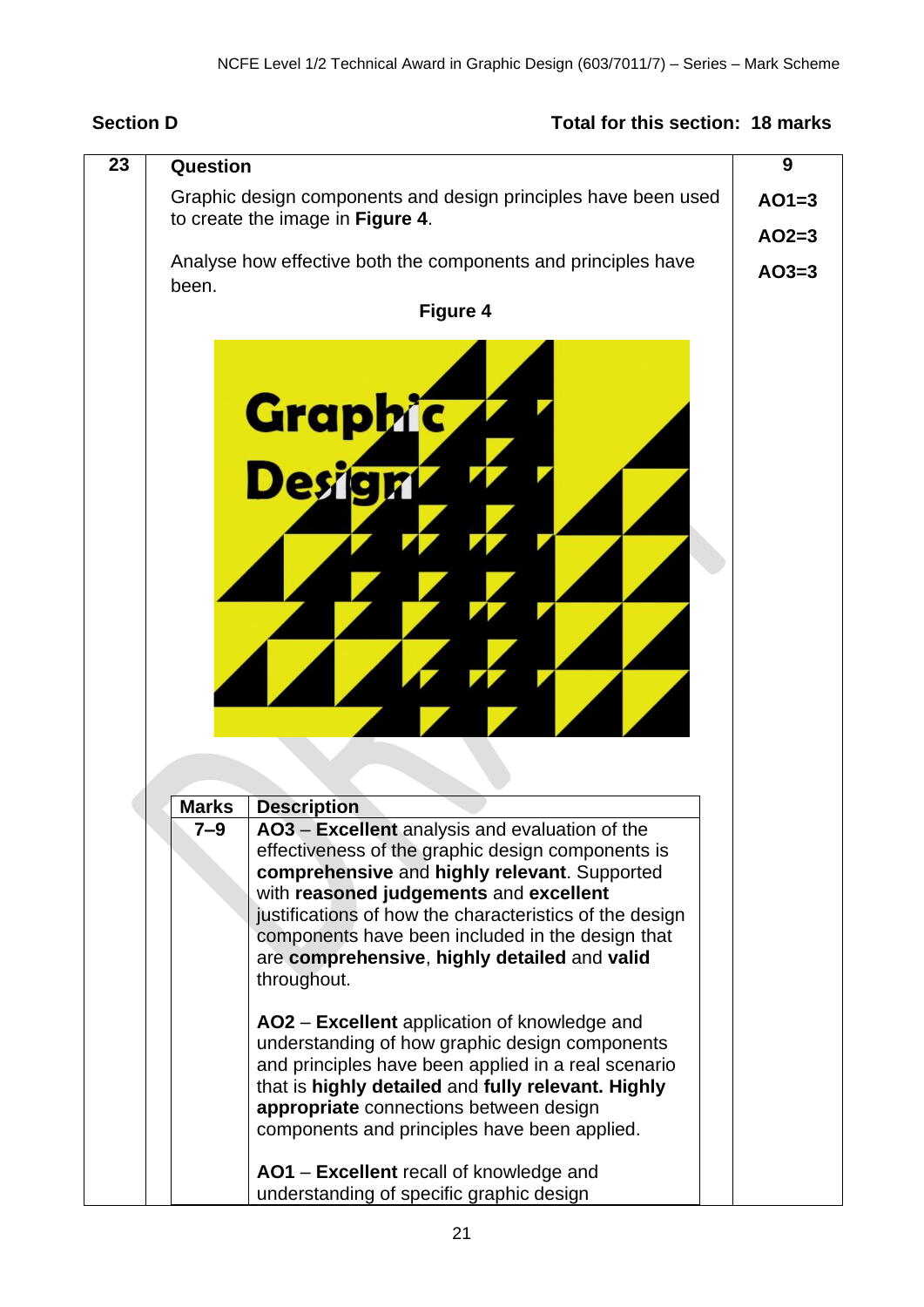**Section D** **Total for this section: 18 marks**

| 23 | Question | 9 |
|---|---|---|
| | Graphic design components and design principles have been used to create the image in **Figure 4**. <br><br> Analyse how effective both the components and principles have been. | AO1=3 <br> AO2=3 <br> AO3=3 |

**Figure 4**

| Marks | Description |
|---|---|
| 7–9 | **AO3** – **Excellent** analysis and evaluation of the effectiveness of the graphic design components is **comprehensive** and **highly relevant**. Supported with **reasoned judgements** and **excellent** justifications of how the characteristics of the design components have been included in the design that are **comprehensive**, **highly detailed** and **valid** throughout. <br><br> **AO2** – **Excellent** application of knowledge and understanding of how graphic design components and principles have been applied in a real scenario that is **highly detailed** and **fully relevant. Highly appropriate** connections between design components and principles have been applied. <br><br> **AO1** – **Excellent** recall of knowledge and understanding of specific graphic design |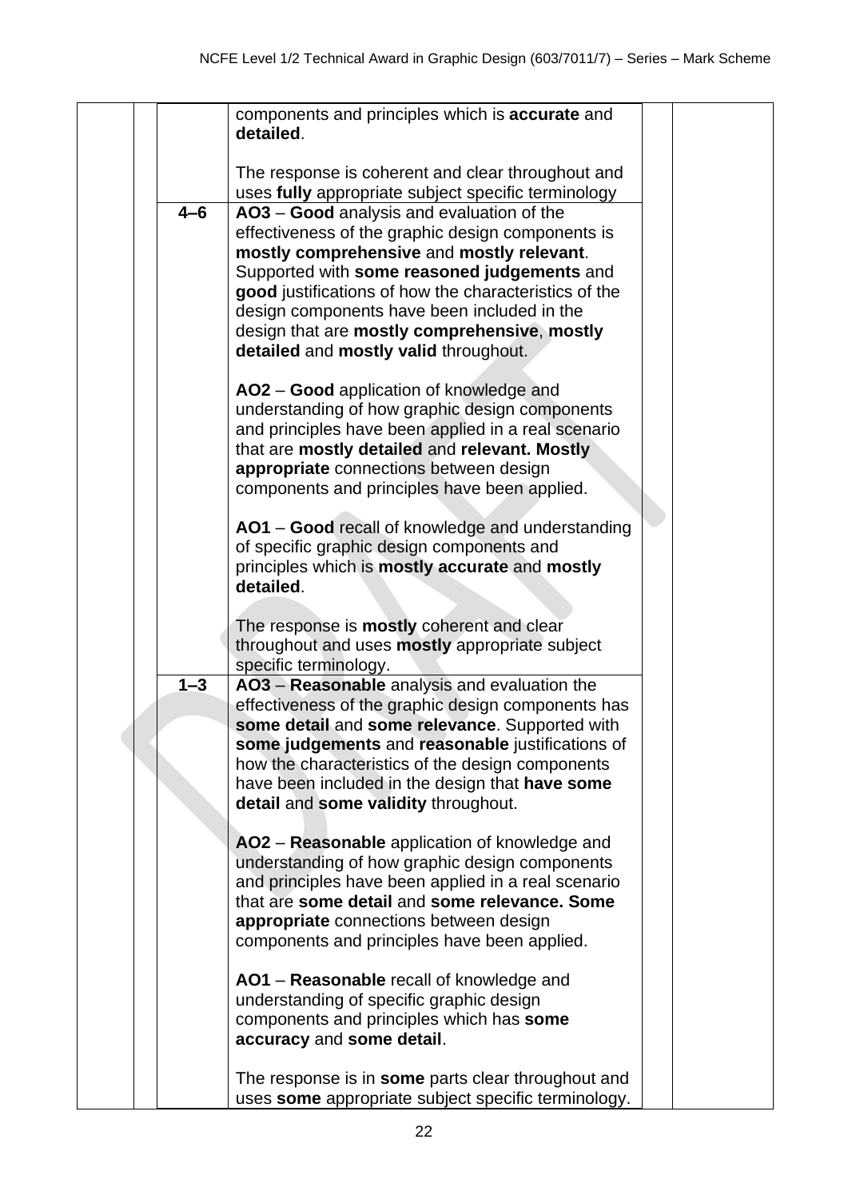| | | | | | |
|---|---|---|---|---|---|
| | | | components and principles which is **accurate** and **detailed**.<br><br>The response is coherent and clear throughout and uses **fully** appropriate subject specific terminology | | |
| | | 4–6 | **AO3** – **Good** analysis and evaluation of the effectiveness of the graphic design components is **mostly comprehensive** and **mostly relevant**. Supported with **some reasoned judgements** and **good** justifications of how the characteristics of the design components have been included in the design that are **mostly comprehensive**, **mostly detailed** and **mostly valid** throughout.<br><br>**AO2** – **Good** application of knowledge and understanding of how graphic design components and principles have been applied in a real scenario that are **mostly detailed** and **relevant. Mostly appropriate** connections between design components and principles have been applied.<br><br>**AO1** – **Good** recall of knowledge and understanding of specific graphic design components and principles which is **mostly accurate** and **mostly detailed**.<br><br>The response is **mostly** coherent and clear throughout and uses **mostly** appropriate subject specific terminology. | | |
| | | 1–3 | **AO3** – **Reasonable** analysis and evaluation the effectiveness of the graphic design components has **some detail** and **some relevance**. Supported with **some judgements** and **reasonable** justifications of how the characteristics of the design components have been included in the design that **have some detail** and **some validity** throughout.<br><br>**AO2** – **Reasonable** application of knowledge and understanding of how graphic design components and principles have been applied in a real scenario that are **some detail** and **some relevance. Some appropriate** connections between design components and principles have been applied.<br><br>**AO1** – **Reasonable** recall of knowledge and understanding of specific graphic design components and principles which has **some accuracy** and **some detail**.<br><br>The response is in **some** parts clear throughout and uses **some** appropriate subject specific terminology. | | |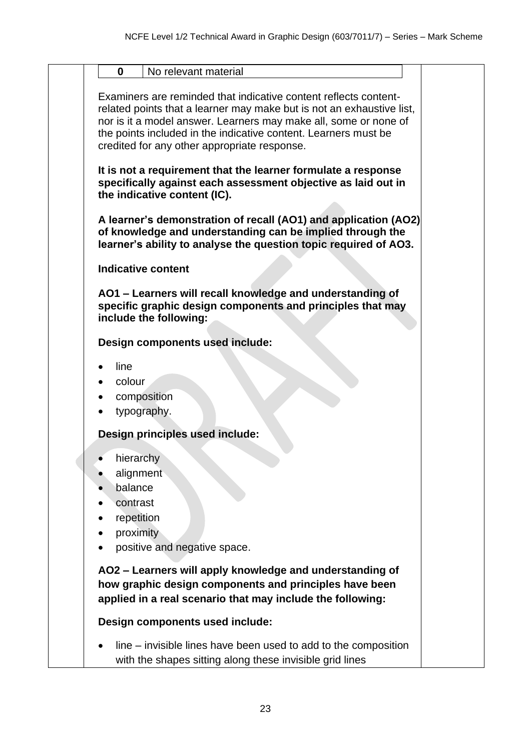| 0 | No relevant material |
|---|---|

Examiners are reminded that indicative content reflects content-related points that a learner may make but is not an exhaustive list, nor is it a model answer. Learners may make all, some or none of the points included in the indicative content. Learners must be credited for any other appropriate response.

**It is not a requirement that the learner formulate a response specifically against each assessment objective as laid out in the indicative content (IC).**

**A learner's demonstration of recall (AO1) and application (AO2) of knowledge and understanding can be implied through the learner's ability to analyse the question topic required of AO3.**

**Indicative content**

**AO1 – Learners will recall knowledge and understanding of specific graphic design components and principles that may include the following:**

**Design components used include:**

- line
- colour
- composition
- typography.

**Design principles used include:**

- hierarchy
- alignment
- balance
- contrast
- repetition
- proximity
- positive and negative space.

**AO2 – Learners will apply knowledge and understanding of how graphic design components and principles have been applied in a real scenario that may include the following:**

**Design components used include:**

- line – invisible lines have been used to add to the composition with the shapes sitting along these invisible grid lines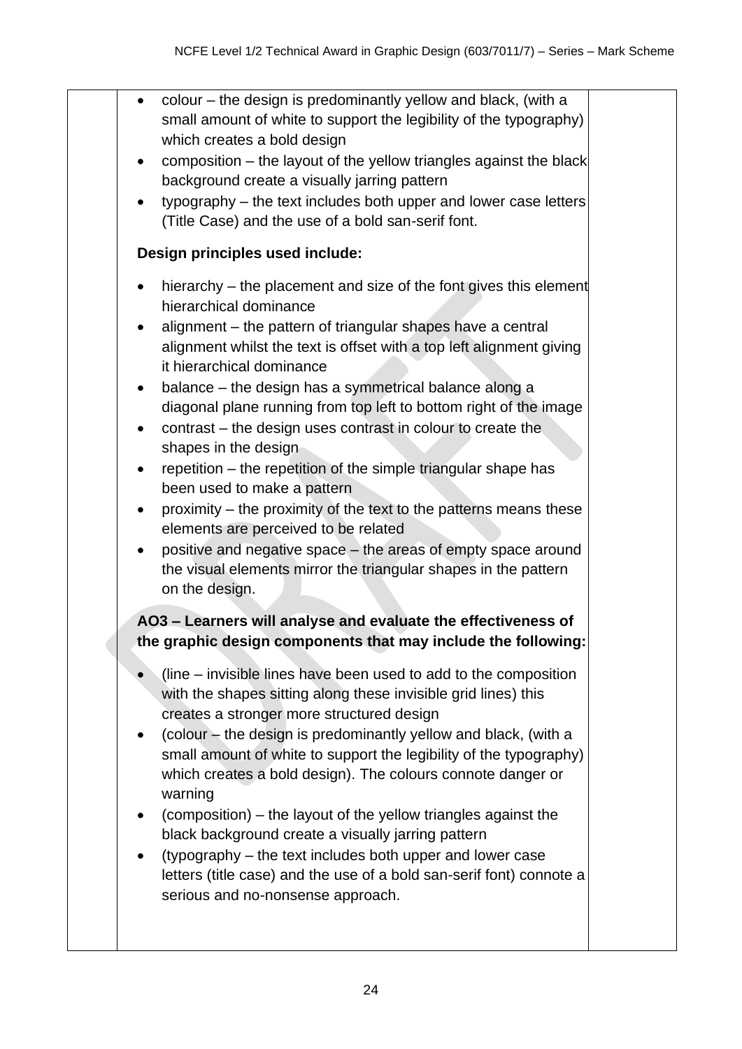- colour – the design is predominantly yellow and black, (with a small amount of white to support the legibility of the typography) which creates a bold design
- composition – the layout of the yellow triangles against the black background create a visually jarring pattern
- typography – the text includes both upper and lower case letters (Title Case) and the use of a bold san-serif font.

**Design principles used include:**

- hierarchy – the placement and size of the font gives this element hierarchical dominance
- alignment – the pattern of triangular shapes have a central alignment whilst the text is offset with a top left alignment giving it hierarchical dominance
- balance – the design has a symmetrical balance along a diagonal plane running from top left to bottom right of the image
- contrast – the design uses contrast in colour to create the shapes in the design
- repetition – the repetition of the simple triangular shape has been used to make a pattern
- proximity – the proximity of the text to the patterns means these elements are perceived to be related
- positive and negative space – the areas of empty space around the visual elements mirror the triangular shapes in the pattern on the design.

**AO3 – Learners will analyse and evaluate the effectiveness of the graphic design components that may include the following:**

- (line – invisible lines have been used to add to the composition with the shapes sitting along these invisible grid lines) this creates a stronger more structured design
- (colour – the design is predominantly yellow and black, (with a small amount of white to support the legibility of the typography) which creates a bold design). The colours connote danger or warning
- (composition) – the layout of the yellow triangles against the black background create a visually jarring pattern
- (typography – the text includes both upper and lower case letters (title case) and the use of a bold san-serif font) connote a serious and no-nonsense approach.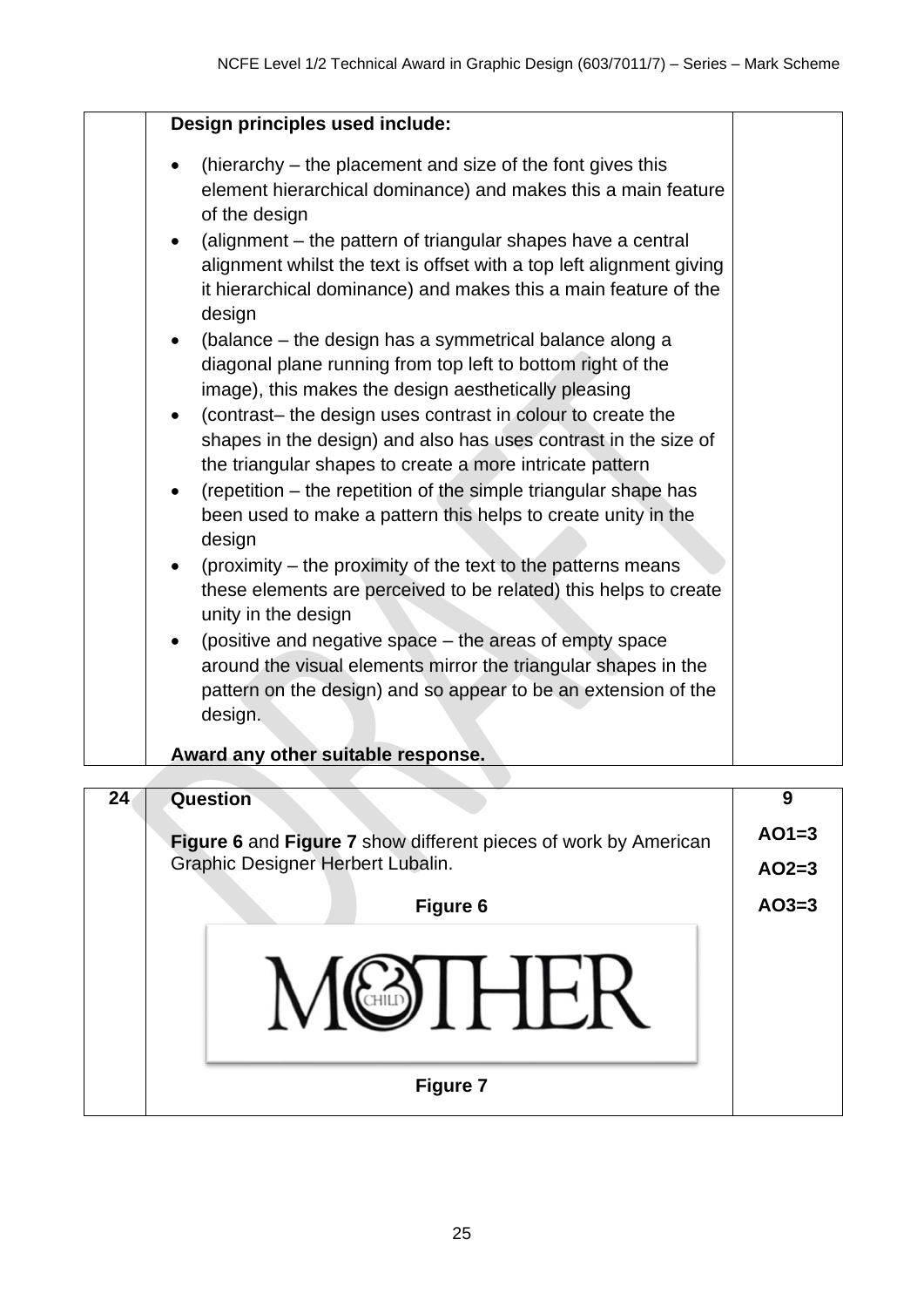**Design principles used include:**

- (hierarchy – the placement and size of the font gives this element hierarchical dominance) and makes this a main feature of the design
- (alignment – the pattern of triangular shapes have a central alignment whilst the text is offset with a top left alignment giving it hierarchical dominance) and makes this a main feature of the design
- (balance – the design has a symmetrical balance along a diagonal plane running from top left to bottom right of the image), this makes the design aesthetically pleasing
- (contrast– the design uses contrast in colour to create the shapes in the design) and also has uses contrast in the size of the triangular shapes to create a more intricate pattern
- (repetition – the repetition of the simple triangular shape has been used to make a pattern this helps to create unity in the design
- (proximity – the proximity of the text to the patterns means these elements are perceived to be related) this helps to create unity in the design
- (positive and negative space – the areas of empty space around the visual elements mirror the triangular shapes in the pattern on the design) and so appear to be an extension of the design.

**Award any other suitable response.**

| 24 | **Question** | 9 |
|---|---|---|
| | **Figure 6** and **Figure 7** show different pieces of work by American Graphic Designer Herbert Lubalin. | AO1=3 |
| | **Figure 6** | AO2=3 |
| | | AO3=3 |
| | **Figure 7** | |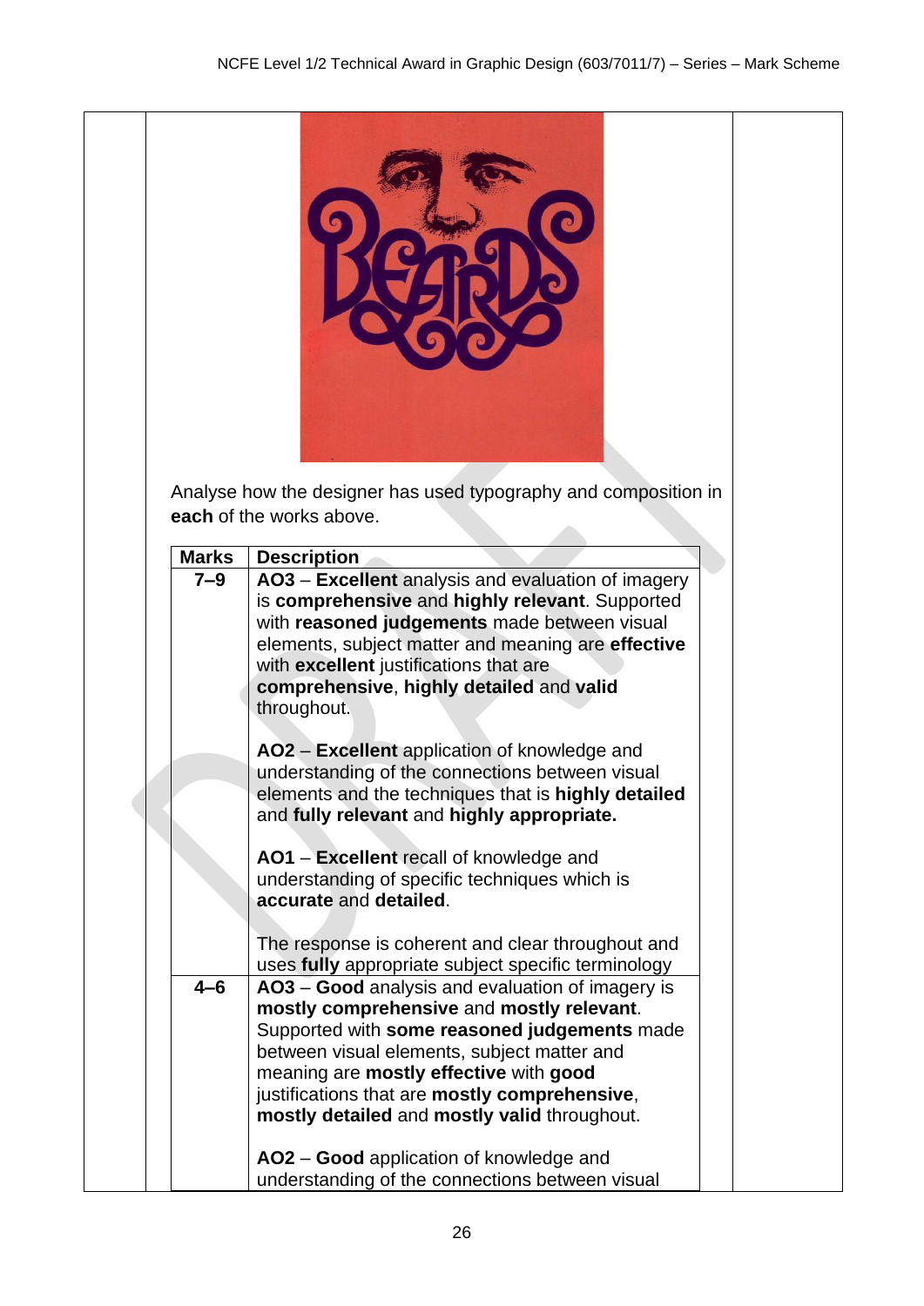Analyse how the designer has used typography and composition in **each** of the works above.

| Marks | Description |
|---|---|
| 7–9 | **AO3** – **Excellent** analysis and evaluation of imagery is **comprehensive** and **highly relevant**. Supported with **reasoned judgements** made between visual elements, subject matter and meaning are **effective** with **excellent** justifications that are **comprehensive**, **highly detailed** and **valid** throughout.<br><br>**AO2** – **Excellent** application of knowledge and understanding of the connections between visual elements and the techniques that is **highly detailed** and **fully relevant** and **highly appropriate.**<br><br>**AO1** – **Excellent** recall of knowledge and understanding of specific techniques which is **accurate** and **detailed**.<br><br>The response is coherent and clear throughout and uses **fully** appropriate subject specific terminology |
| 4–6 | **AO3** – **Good** analysis and evaluation of imagery is **mostly comprehensive** and **mostly relevant**. Supported with **some reasoned judgements** made between visual elements, subject matter and meaning are **mostly effective** with **good** justifications that are **mostly comprehensive**, **mostly detailed** and **mostly valid** throughout.<br><br>**AO2** – **Good** application of knowledge and understanding of the connections between visual |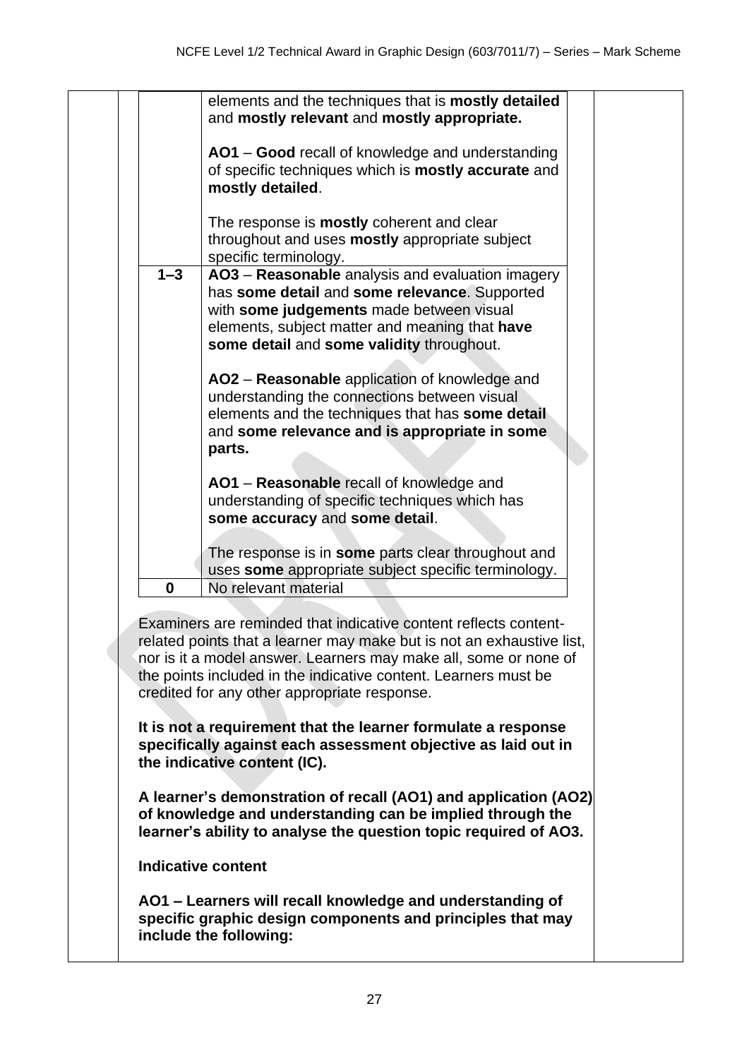| | |
|---|---|
| | elements and the techniques that is **mostly detailed** and **mostly relevant** and **mostly appropriate.**<br><br>**AO1** – **Good** recall of knowledge and understanding of specific techniques which is **mostly accurate** and **mostly detailed**.<br><br>The response is **mostly** coherent and clear throughout and uses **mostly** appropriate subject specific terminology. |
| **1–3** | **AO3** – **Reasonable** analysis and evaluation imagery has **some detail** and **some relevance**. Supported with **some judgements** made between visual elements, subject matter and meaning that **have some detail** and **some validity** throughout.<br><br>**AO2** – **Reasonable** application of knowledge and understanding the connections between visual elements and the techniques that has **some detail** and **some relevance and is appropriate in some parts.**<br><br>**AO1** – **Reasonable** recall of knowledge and understanding of specific techniques which has **some accuracy** and **some detail**.<br><br>The response is in **some** parts clear throughout and uses **some** appropriate subject specific terminology. |
| **0** | No relevant material |

Examiners are reminded that indicative content reflects content-related points that a learner may make but is not an exhaustive list, nor is it a model answer. Learners may make all, some or none of the points included in the indicative content. Learners must be credited for any other appropriate response.

**It is not a requirement that the learner formulate a response specifically against each assessment objective as laid out in the indicative content (IC).**

**A learner's demonstration of recall (AO1) and application (AO2) of knowledge and understanding can be implied through the learner's ability to analyse the question topic required of AO3.**

**Indicative content**

**AO1 – Learners will recall knowledge and understanding of specific graphic design components and principles that may include the following:**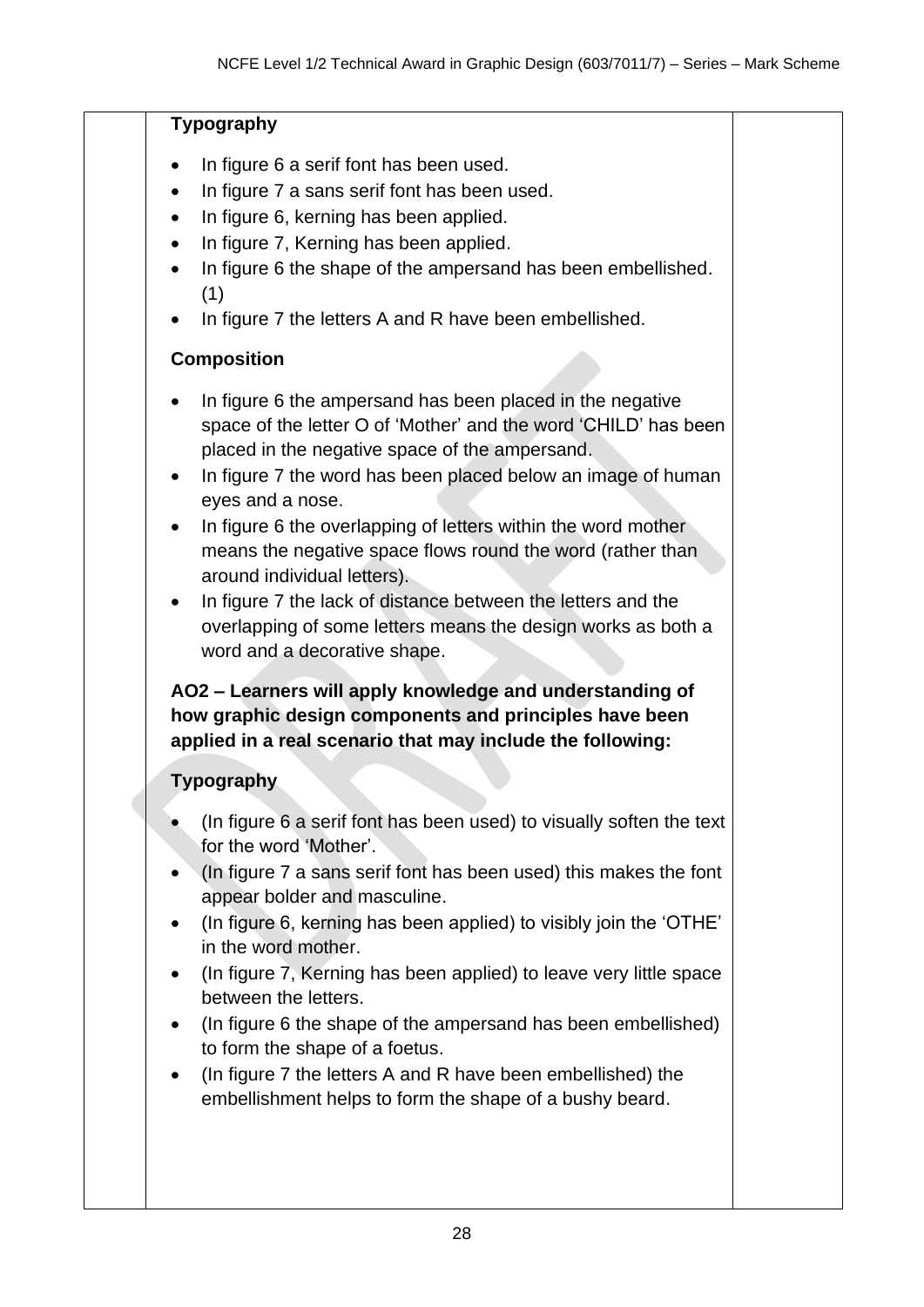**Typography**

- In figure 6 a serif font has been used.
- In figure 7 a sans serif font has been used.
- In figure 6, kerning has been applied.
- In figure 7, Kerning has been applied.
- In figure 6 the shape of the ampersand has been embellished. (1)
- In figure 7 the letters A and R have been embellished.

**Composition**

- In figure 6 the ampersand has been placed in the negative space of the letter O of 'Mother' and the word 'CHILD' has been placed in the negative space of the ampersand.
- In figure 7 the word has been placed below an image of human eyes and a nose.
- In figure 6 the overlapping of letters within the word mother means the negative space flows round the word (rather than around individual letters).
- In figure 7 the lack of distance between the letters and the overlapping of some letters means the design works as both a word and a decorative shape.

**AO2 – Learners will apply knowledge and understanding of how graphic design components and principles have been applied in a real scenario that may include the following:**

**Typography**

- (In figure 6 a serif font has been used) to visually soften the text for the word 'Mother'.
- (In figure 7 a sans serif font has been used) this makes the font appear bolder and masculine.
- (In figure 6, kerning has been applied) to visibly join the 'OTHE' in the word mother.
- (In figure 7, Kerning has been applied) to leave very little space between the letters.
- (In figure 6 the shape of the ampersand has been embellished) to form the shape of a foetus.
- (In figure 7 the letters A and R have been embellished) the embellishment helps to form the shape of a bushy beard.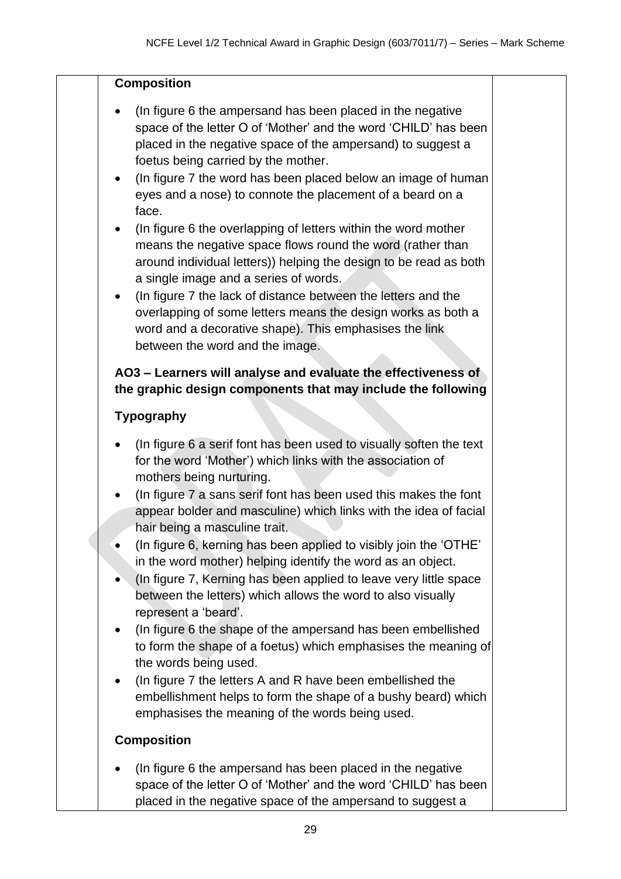**Composition**

- (In figure 6 the ampersand has been placed in the negative space of the letter O of 'Mother' and the word 'CHILD' has been placed in the negative space of the ampersand) to suggest a foetus being carried by the mother.
- (In figure 7 the word has been placed below an image of human eyes and a nose) to connote the placement of a beard on a face.
- (In figure 6 the overlapping of letters within the word mother means the negative space flows round the word (rather than around individual letters)) helping the design to be read as both a single image and a series of words.
- (In figure 7 the lack of distance between the letters and the overlapping of some letters means the design works as both a word and a decorative shape). This emphasises the link between the word and the image.

**AO3 – Learners will analyse and evaluate the effectiveness of the graphic design components that may include the following**

**Typography**

- (In figure 6 a serif font has been used to visually soften the text for the word 'Mother') which links with the association of mothers being nurturing.
- (In figure 7 a sans serif font has been used this makes the font appear bolder and masculine) which links with the idea of facial hair being a masculine trait.
- (In figure 6, kerning has been applied to visibly join the 'OTHE' in the word mother) helping identify the word as an object.
- (In figure 7, Kerning has been applied to leave very little space between the letters) which allows the word to also visually represent a 'beard'.
- (In figure 6 the shape of the ampersand has been embellished to form the shape of a foetus) which emphasises the meaning of the words being used.
- (In figure 7 the letters A and R have been embellished the embellishment helps to form the shape of a bushy beard) which emphasises the meaning of the words being used.

**Composition**

- (In figure 6 the ampersand has been placed in the negative space of the letter O of 'Mother' and the word 'CHILD' has been placed in the negative space of the ampersand to suggest a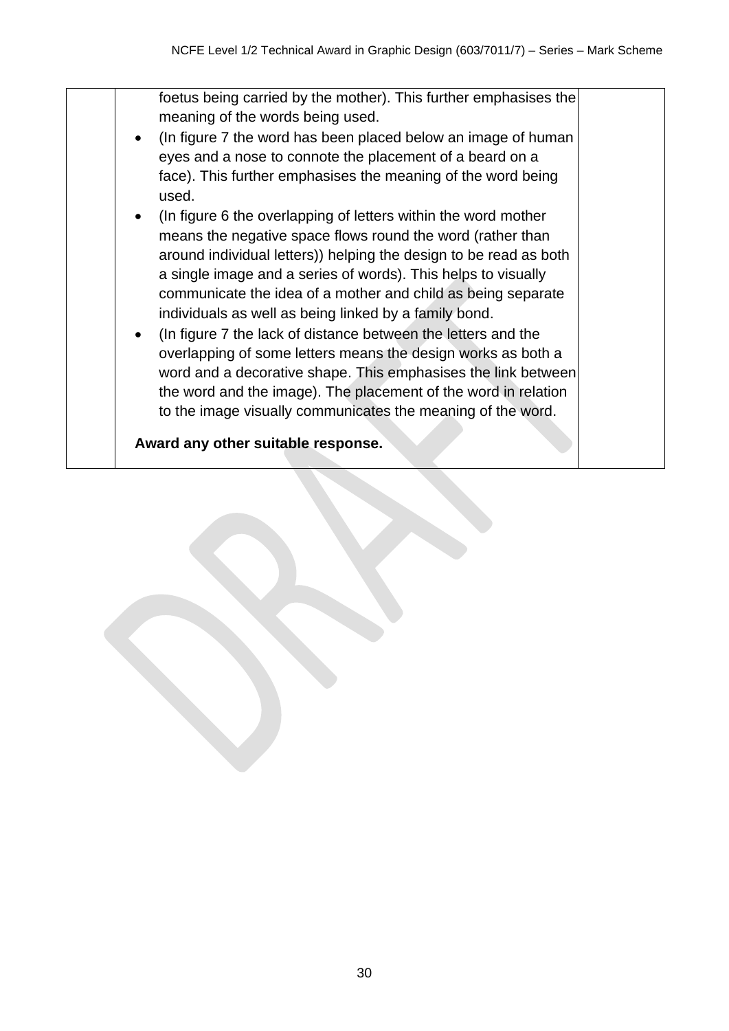| | | |
|---|---|---|
| | foetus being carried by the mother). This further emphasises the meaning of the words being used.<br>• (In figure 7 the word has been placed below an image of human eyes and a nose to connote the placement of a beard on a face). This further emphasises the meaning of the word being used.<br>• (In figure 6 the overlapping of letters within the word mother means the negative space flows round the word (rather than around individual letters)) helping the design to be read as both a single image and a series of words). This helps to visually communicate the idea of a mother and child as being separate individuals as well as being linked by a family bond.<br>• (In figure 7 the lack of distance between the letters and the overlapping of some letters means the design works as both a word and a decorative shape. This emphasises the link between the word and the image). The placement of the word in relation to the image visually communicates the meaning of the word.<br><br>**Award any other suitable response.** | |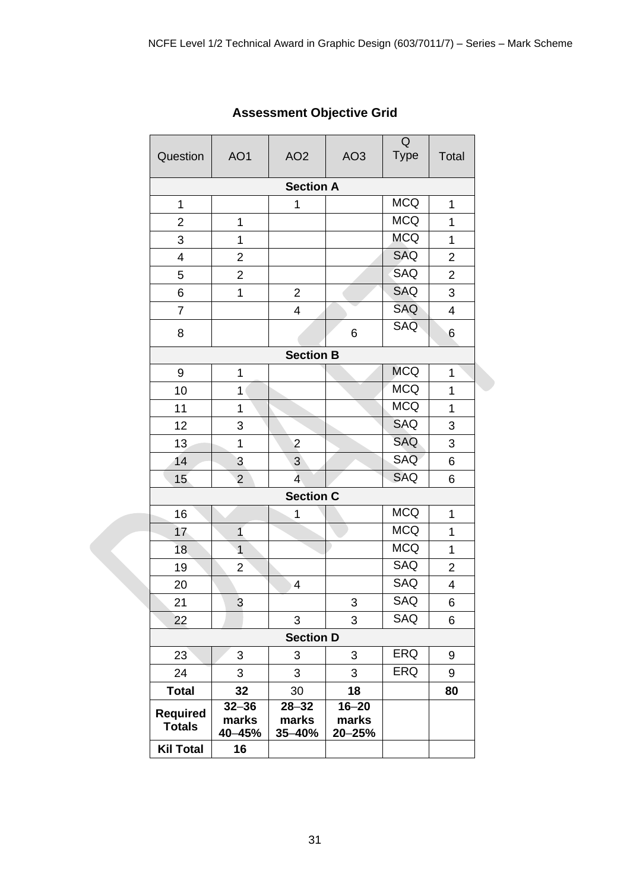## Assessment Objective Grid

| Question | AO1 | AO2 | AO3 | Q Type | Total |
|---|---|---|---|---|---|
| **Section A** | | | | | |
| 1 | | 1 | | MCQ | 1 |
| 2 | 1 | | | MCQ | 1 |
| 3 | 1 | | | MCQ | 1 |
| 4 | 2 | | | SAQ | 2 |
| 5 | 2 | | | SAQ | 2 |
| 6 | 1 | 2 | | SAQ | 3 |
| 7 | | 4 | | SAQ | 4 |
| 8 | | | 6 | SAQ | 6 |
| **Section B** | | | | | |
| 9 | 1 | | | MCQ | 1 |
| 10 | 1 | | | MCQ | 1 |
| 11 | 1 | | | MCQ | 1 |
| 12 | 3 | | | SAQ | 3 |
| 13 | 1 | 2 | | SAQ | 3 |
| 14 | 3 | 3 | | SAQ | 6 |
| 15 | 2 | 4 | | SAQ | 6 |
| **Section C** | | | | | |
| 16 | | 1 | | MCQ | 1 |
| 17 | 1 | | | MCQ | 1 |
| 18 | 1 | | | MCQ | 1 |
| 19 | 2 | | | SAQ | 2 |
| 20 | | 4 | | SAQ | 4 |
| 21 | 3 | | 3 | SAQ | 6 |
| 22 | | 3 | 3 | SAQ | 6 |
| **Section D** | | | | | |
| 23 | 3 | 3 | 3 | ERQ | 9 |
| 24 | 3 | 3 | 3 | ERQ | 9 |
| **Total** | **32** | 30 | **18** | | **80** |
| **Required Totals** | **32–36 marks 40–45%** | **28–32 marks 35–40%** | **16–20 marks 20–25%** | | |
| **Kil Total** | **16** | | | | |